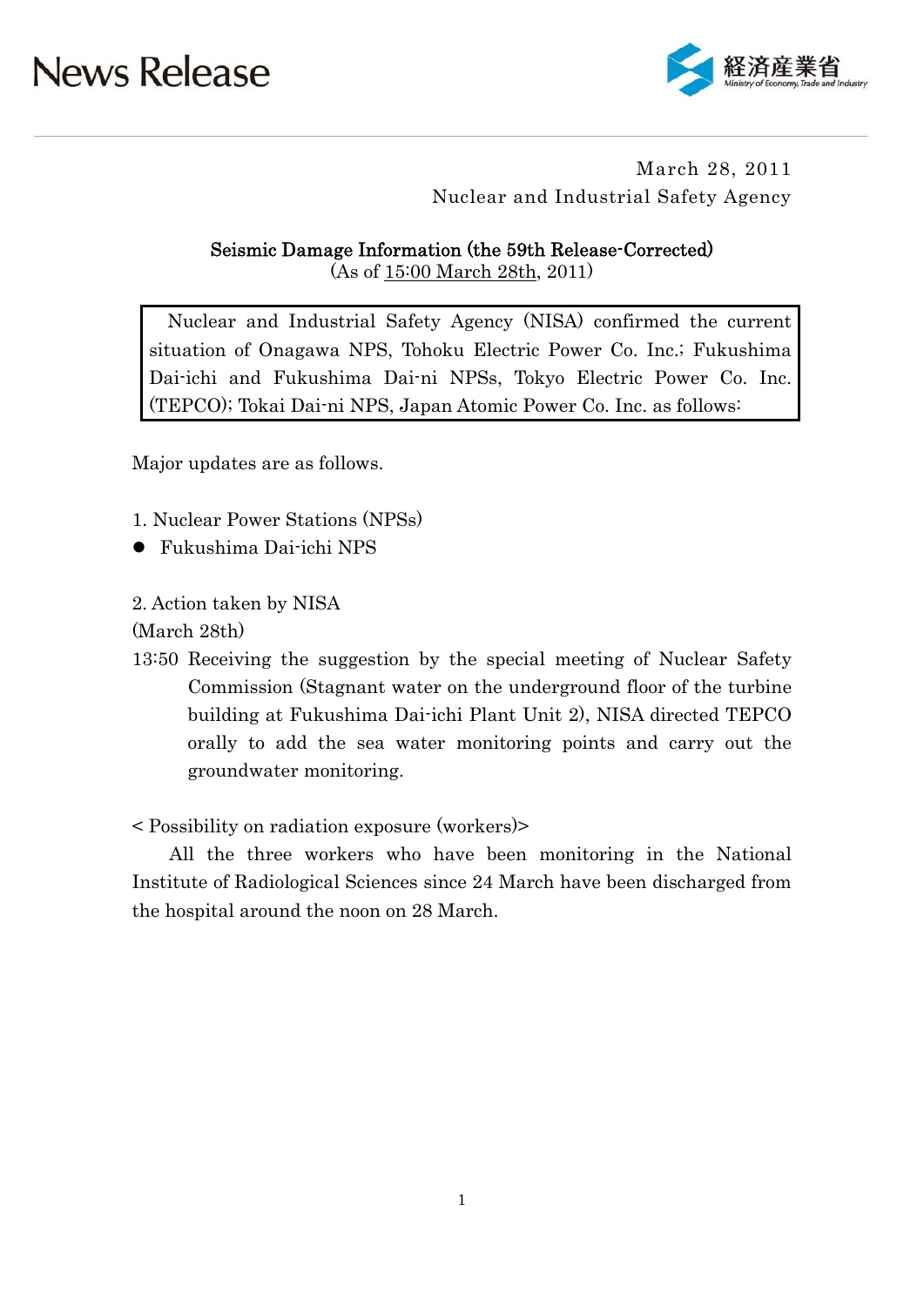News Release

March 28, 2011

Nuclear and Industrial Safety Agency

## Seismic Damage Information (the 59th Release-Corrected)

(As of 15:00 March 28th, 2011)

> Nuclear and Industrial Safety Agency (NISA) confirmed the current situation of Onagawa NPS, Tohoku Electric Power Co. Inc.; Fukushima Dai-ichi and Fukushima Dai-ni NPSs, Tokyo Electric Power Co. Inc. (TEPCO); Tokai Dai-ni NPS, Japan Atomic Power Co. Inc. as follows:

Major updates are as follows.

1. Nuclear Power Stations (NPSs)

- Fukushima Dai-ichi NPS

2. Action taken by NISA

(March 28th)

13:50 Receiving the suggestion by the special meeting of Nuclear Safety Commission (Stagnant water on the underground floor of the turbine building at Fukushima Dai-ichi Plant Unit 2), NISA directed TEPCO orally to add the sea water monitoring points and carry out the groundwater monitoring.

< Possibility on radiation exposure (workers)>

All the three workers who have been monitoring in the National Institute of Radiological Sciences since 24 March have been discharged from the hospital around the noon on 28 March.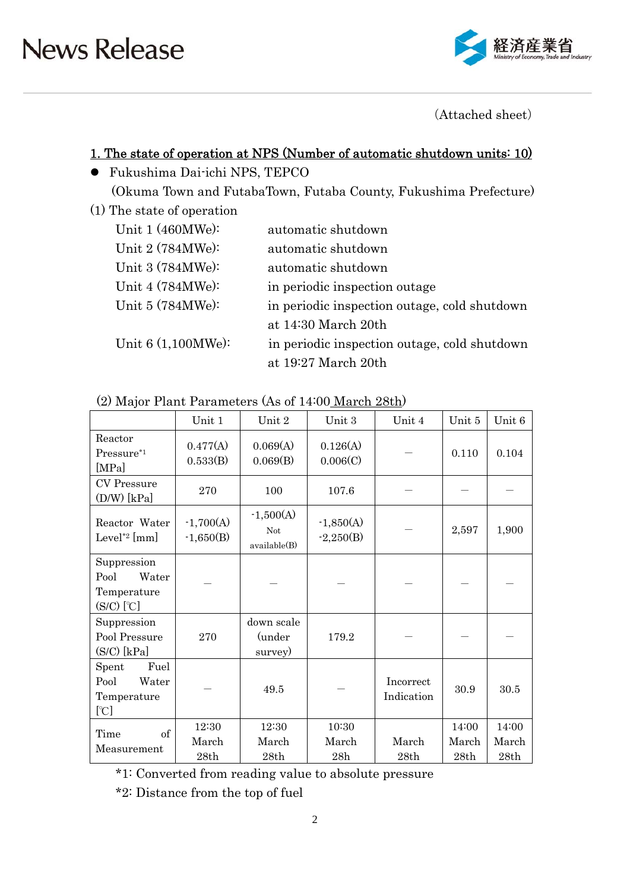(Attached sheet)

## 1. The state of operation at NPS (Number of automatic shutdown units: 10)

- Fukushima Dai-ichi NPS, TEPCO
  (Okuma Town and FutabaTown, Futaba County, Fukushima Prefecture)

(1) The state of operation

| | |
|---|---|
| Unit 1 (460MWe): | automatic shutdown |
| Unit 2 (784MWe): | automatic shutdown |
| Unit 3 (784MWe): | automatic shutdown |
| Unit 4 (784MWe): | in periodic inspection outage |
| Unit 5 (784MWe): | in periodic inspection outage, cold shutdown at 14:30 March 20th |
| Unit 6 (1,100MWe): | in periodic inspection outage, cold shutdown at 19:27 March 20th |

(2) Major Plant Parameters (As of 14:00 March 28th)

| | Unit 1 | Unit 2 | Unit 3 | Unit 4 | Unit 5 | Unit 6 |
|---|---|---|---|---|---|---|
| Reactor Pressure*1 [MPa] | 0.477(A) 0.533(B) | 0.069(A) 0.069(B) | 0.126(A) 0.006(C) | — | 0.110 | 0.104 |
| CV Pressure (D/W) [kPa] | 270 | 100 | 107.6 | — | — | — |
| Reactor Water Level*2 [mm] | -1,700(A) -1,650(B) | -1,500(A) Not available(B) | -1,850(A) -2,250(B) | — | 2,597 | 1,900 |
| Suppression Pool Water Temperature (S/C) [℃] | — | — | — | — | — | — |
| Suppression Pool Pressure (S/C) [kPa] | 270 | down scale (under survey) | 179.2 | — | — | — |
| Spent Fuel Pool Water Temperature [℃] | — | 49.5 | — | Incorrect Indication | 30.9 | 30.5 |
| Time of Measurement | 12:30 March 28th | 12:30 March 28th | 10:30 March 28h | March 28th | 14:00 March 28th | 14:00 March 28th |

*1: Converted from reading value to absolute pressure

*2: Distance from the top of fuel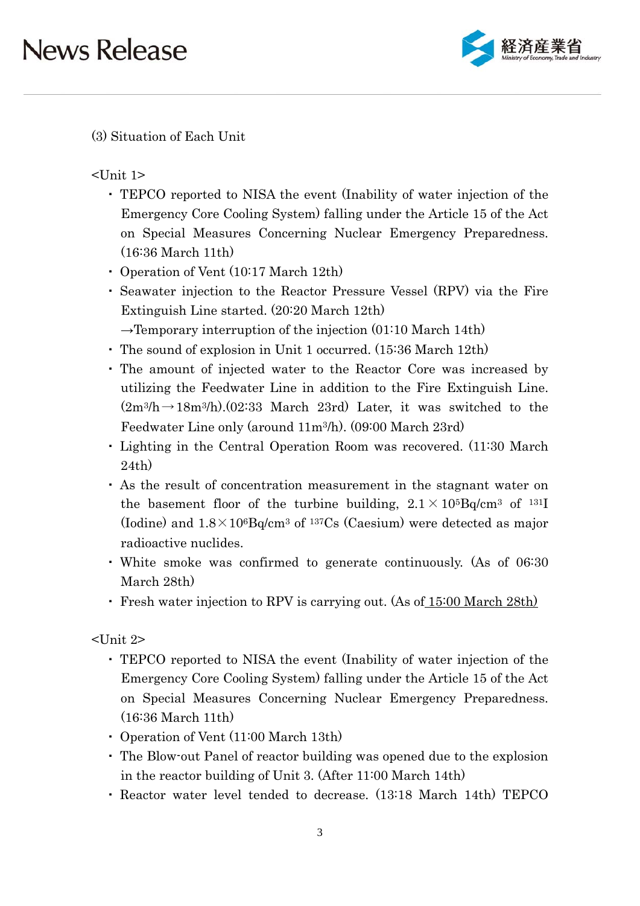(3) Situation of Each Unit

<Unit 1>

- TEPCO reported to NISA the event (Inability of water injection of the Emergency Core Cooling System) falling under the Article 15 of the Act on Special Measures Concerning Nuclear Emergency Preparedness. (16:36 March 11th)
- Operation of Vent (10:17 March 12th)
- Seawater injection to the Reactor Pressure Vessel (RPV) via the Fire Extinguish Line started. (20:20 March 12th)
  →Temporary interruption of the injection (01:10 March 14th)
- The sound of explosion in Unit 1 occurred. (15:36 March 12th)
- The amount of injected water to the Reactor Core was increased by utilizing the Feedwater Line in addition to the Fire Extinguish Line. ($2m^3/h \rightarrow 18m^3/h$).(02:33 March 23rd) Later, it was switched to the Feedwater Line only (around $11m^3/h$). (09:00 March 23rd)
- Lighting in the Central Operation Room was recovered. (11:30 March 24th)
- As the result of concentration measurement in the stagnant water on the basement floor of the turbine building, $2.1 \times 10^5$Bq/cm$^3$ of $^{131}$I (Iodine) and $1.8 \times 10^6$Bq/cm$^3$ of $^{137}$Cs (Caesium) were detected as major radioactive nuclides.
- White smoke was confirmed to generate continuously. (As of 06:30 March 28th)
- Fresh water injection to RPV is carrying out. (As of <u>15:00 March 28th)</u>

<Unit 2>

- TEPCO reported to NISA the event (Inability of water injection of the Emergency Core Cooling System) falling under the Article 15 of the Act on Special Measures Concerning Nuclear Emergency Preparedness. (16:36 March 11th)
- Operation of Vent (11:00 March 13th)
- The Blow-out Panel of reactor building was opened due to the explosion in the reactor building of Unit 3. (After 11:00 March 14th)
- Reactor water level tended to decrease. (13:18 March 14th) TEPCO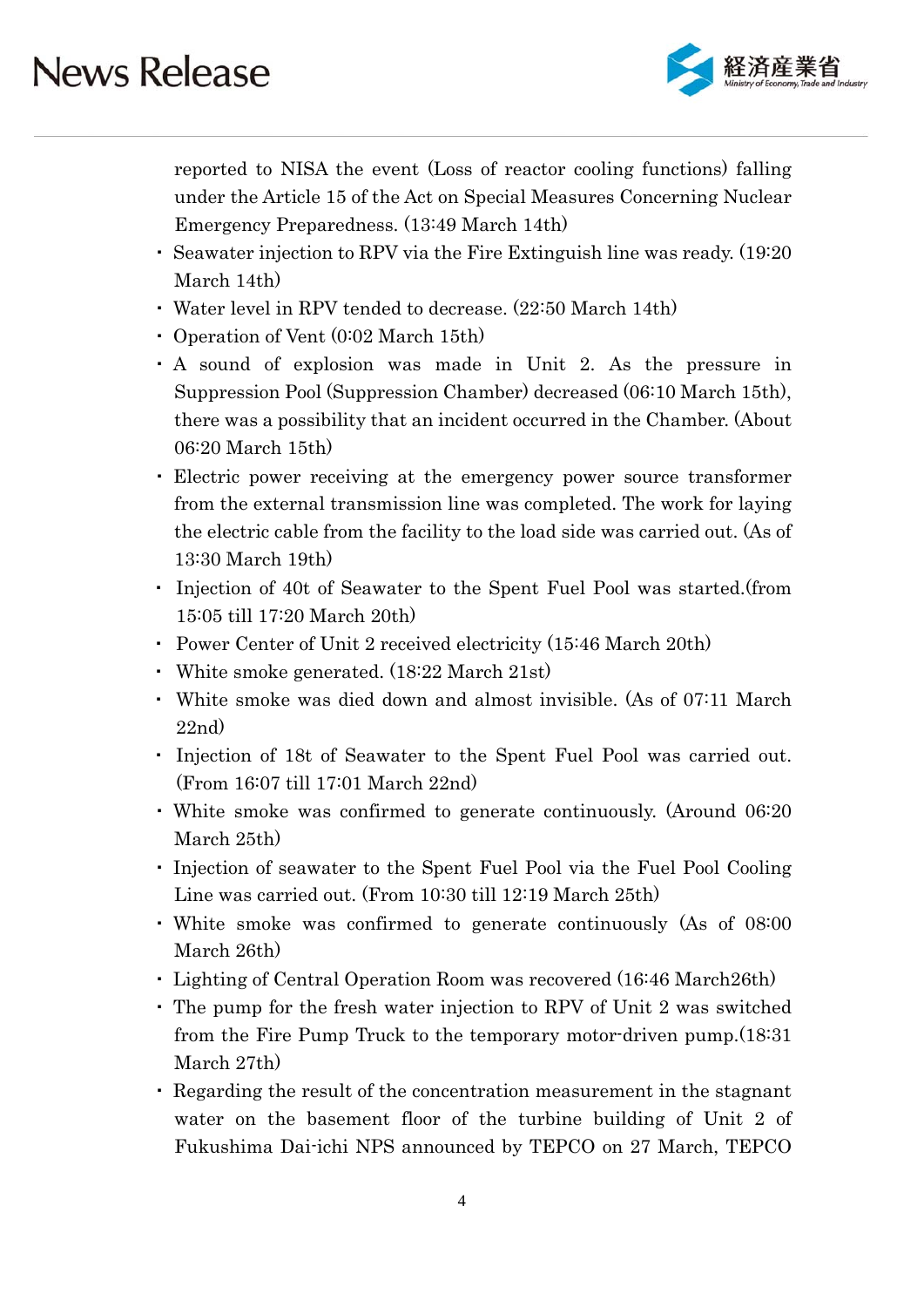reported to NISA the event (Loss of reactor cooling functions) falling under the Article 15 of the Act on Special Measures Concerning Nuclear Emergency Preparedness. (13:49 March 14th)

- Seawater injection to RPV via the Fire Extinguish line was ready. (19:20 March 14th)
- Water level in RPV tended to decrease. (22:50 March 14th)
- Operation of Vent (0:02 March 15th)
- A sound of explosion was made in Unit 2. As the pressure in Suppression Pool (Suppression Chamber) decreased (06:10 March 15th), there was a possibility that an incident occurred in the Chamber. (About 06:20 March 15th)
- Electric power receiving at the emergency power source transformer from the external transmission line was completed. The work for laying the electric cable from the facility to the load side was carried out. (As of 13:30 March 19th)
- Injection of 40t of Seawater to the Spent Fuel Pool was started.(from 15:05 till 17:20 March 20th)
- Power Center of Unit 2 received electricity (15:46 March 20th)
- White smoke generated. (18:22 March 21st)
- White smoke was died down and almost invisible. (As of 07:11 March 22nd)
- Injection of 18t of Seawater to the Spent Fuel Pool was carried out. (From 16:07 till 17:01 March 22nd)
- White smoke was confirmed to generate continuously. (Around 06:20 March 25th)
- Injection of seawater to the Spent Fuel Pool via the Fuel Pool Cooling Line was carried out. (From 10:30 till 12:19 March 25th)
- White smoke was confirmed to generate continuously (As of 08:00 March 26th)
- Lighting of Central Operation Room was recovered (16:46 March26th)
- The pump for the fresh water injection to RPV of Unit 2 was switched from the Fire Pump Truck to the temporary motor-driven pump.(18:31 March 27th)
- Regarding the result of the concentration measurement in the stagnant water on the basement floor of the turbine building of Unit 2 of Fukushima Dai-ichi NPS announced by TEPCO on 27 March, TEPCO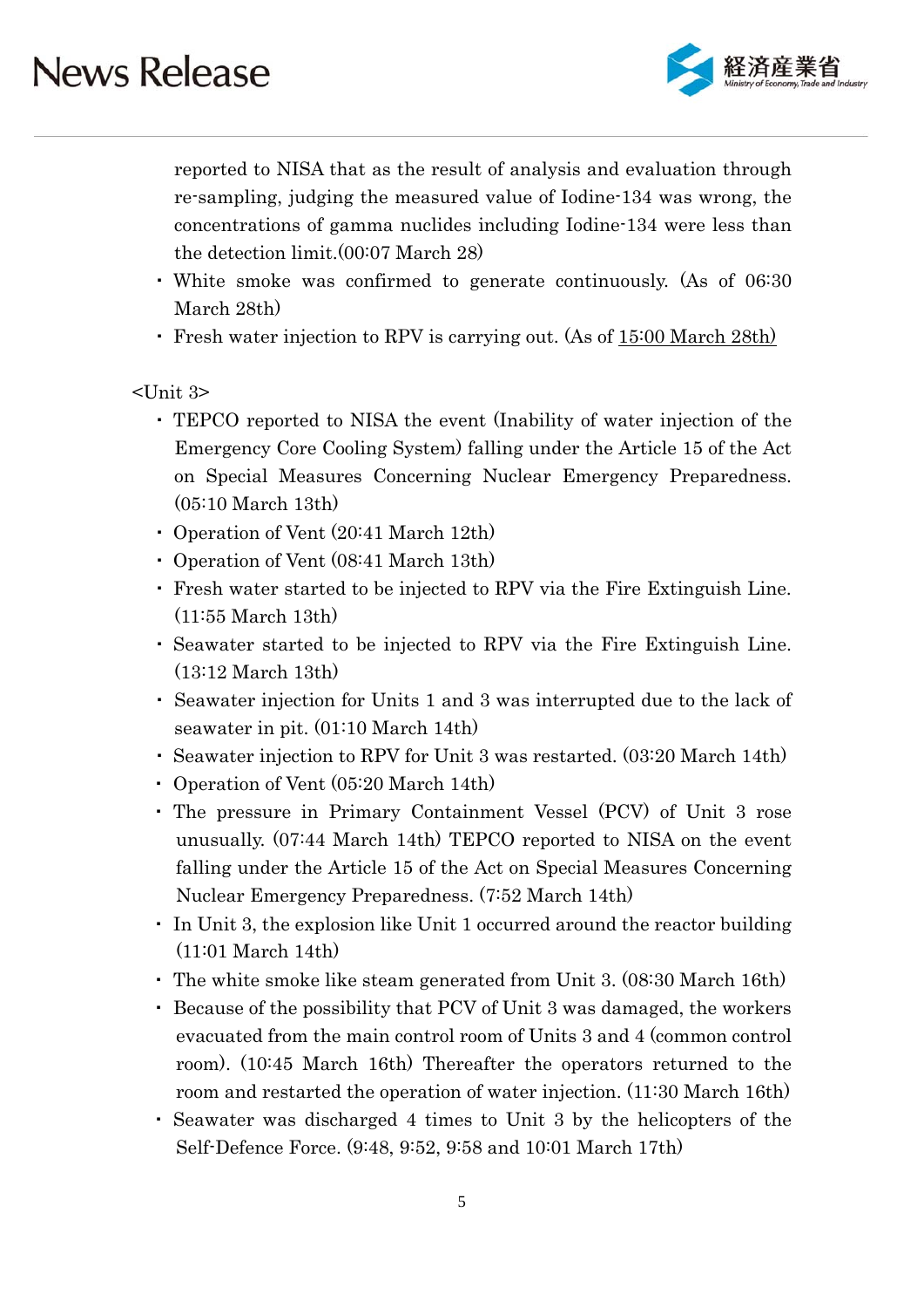reported to NISA that as the result of analysis and evaluation through re-sampling, judging the measured value of Iodine-134 was wrong, the concentrations of gamma nuclides including Iodine-134 were less than the detection limit.(00:07 March 28)

- White smoke was confirmed to generate continuously. (As of 06:30 March 28th)
- Fresh water injection to RPV is carrying out. (As of <u>15:00 March 28th)</u>

<Unit 3>

- TEPCO reported to NISA the event (Inability of water injection of the Emergency Core Cooling System) falling under the Article 15 of the Act on Special Measures Concerning Nuclear Emergency Preparedness. (05:10 March 13th)
- Operation of Vent (20:41 March 12th)
- Operation of Vent (08:41 March 13th)
- Fresh water started to be injected to RPV via the Fire Extinguish Line. (11:55 March 13th)
- Seawater started to be injected to RPV via the Fire Extinguish Line. (13:12 March 13th)
- Seawater injection for Units 1 and 3 was interrupted due to the lack of seawater in pit. (01:10 March 14th)
- Seawater injection to RPV for Unit 3 was restarted. (03:20 March 14th)
- Operation of Vent (05:20 March 14th)
- The pressure in Primary Containment Vessel (PCV) of Unit 3 rose unusually. (07:44 March 14th) TEPCO reported to NISA on the event falling under the Article 15 of the Act on Special Measures Concerning Nuclear Emergency Preparedness. (7:52 March 14th)
- In Unit 3, the explosion like Unit 1 occurred around the reactor building (11:01 March 14th)
- The white smoke like steam generated from Unit 3. (08:30 March 16th)
- Because of the possibility that PCV of Unit 3 was damaged, the workers evacuated from the main control room of Units 3 and 4 (common control room). (10:45 March 16th) Thereafter the operators returned to the room and restarted the operation of water injection. (11:30 March 16th)
- Seawater was discharged 4 times to Unit 3 by the helicopters of the Self-Defence Force. (9:48, 9:52, 9:58 and 10:01 March 17th)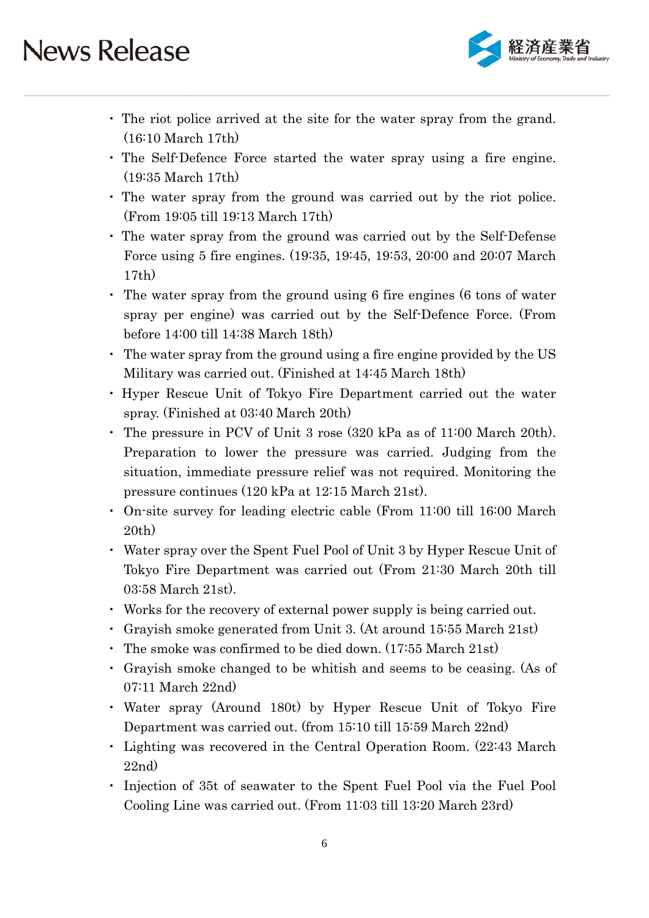- The riot police arrived at the site for the water spray from the grand. (16:10 March 17th)
- The Self-Defence Force started the water spray using a fire engine. (19:35 March 17th)
- The water spray from the ground was carried out by the riot police. (From 19:05 till 19:13 March 17th)
- The water spray from the ground was carried out by the Self-Defense Force using 5 fire engines. (19:35, 19:45, 19:53, 20:00 and 20:07 March 17th)
- The water spray from the ground using 6 fire engines (6 tons of water spray per engine) was carried out by the Self-Defence Force. (From before 14:00 till 14:38 March 18th)
- The water spray from the ground using a fire engine provided by the US Military was carried out. (Finished at 14:45 March 18th)
- Hyper Rescue Unit of Tokyo Fire Department carried out the water spray. (Finished at 03:40 March 20th)
- The pressure in PCV of Unit 3 rose (320 kPa as of 11:00 March 20th). Preparation to lower the pressure was carried. Judging from the situation, immediate pressure relief was not required. Monitoring the pressure continues (120 kPa at 12:15 March 21st).
- On-site survey for leading electric cable (From 11:00 till 16:00 March 20th)
- Water spray over the Spent Fuel Pool of Unit 3 by Hyper Rescue Unit of Tokyo Fire Department was carried out (From 21:30 March 20th till 03:58 March 21st).
- Works for the recovery of external power supply is being carried out.
- Grayish smoke generated from Unit 3. (At around 15:55 March 21st)
- The smoke was confirmed to be died down. (17:55 March 21st)
- Grayish smoke changed to be whitish and seems to be ceasing. (As of 07:11 March 22nd)
- Water spray (Around 180t) by Hyper Rescue Unit of Tokyo Fire Department was carried out. (from 15:10 till 15:59 March 22nd)
- Lighting was recovered in the Central Operation Room. (22:43 March 22nd)
- Injection of 35t of seawater to the Spent Fuel Pool via the Fuel Pool Cooling Line was carried out. (From 11:03 till 13:20 March 23rd)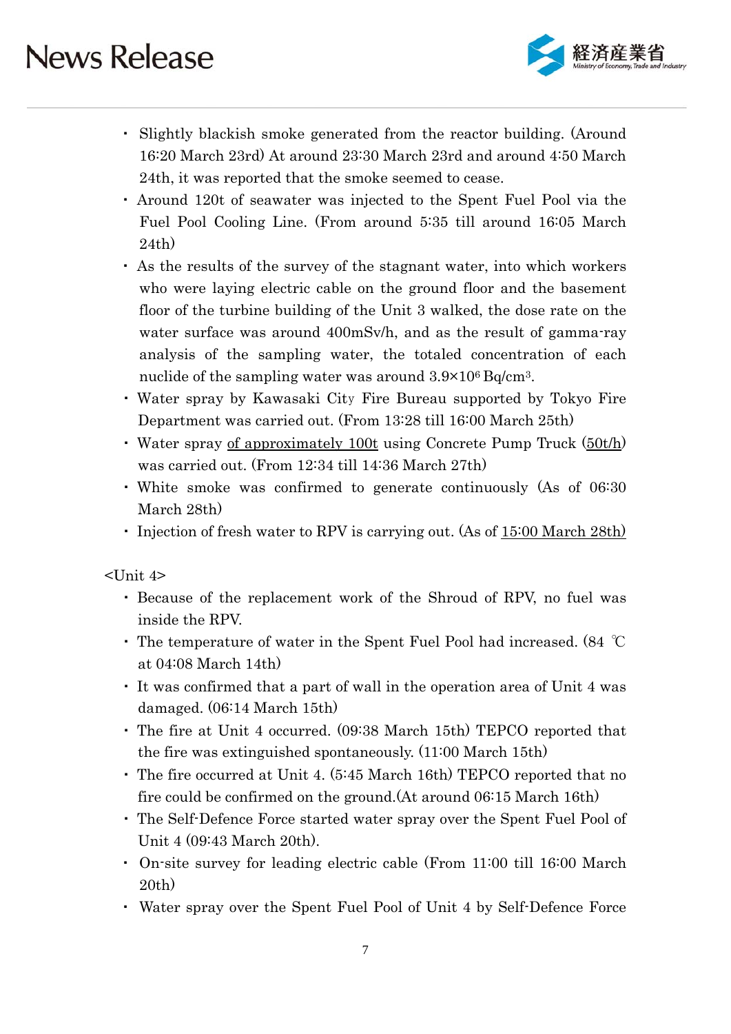- Slightly blackish smoke generated from the reactor building. (Around 16:20 March 23rd) At around 23:30 March 23rd and around 4:50 March 24th, it was reported that the smoke seemed to cease.
- Around 120t of seawater was injected to the Spent Fuel Pool via the Fuel Pool Cooling Line. (From around 5:35 till around 16:05 March 24th)
- As the results of the survey of the stagnant water, into which workers who were laying electric cable on the ground floor and the basement floor of the turbine building of the Unit 3 walked, the dose rate on the water surface was around 400mSv/h, and as the result of gamma-ray analysis of the sampling water, the totaled concentration of each nuclide of the sampling water was around $3.9 \times 10^6$ Bq/cm$^3$.
- Water spray by Kawasaki City Fire Bureau supported by Tokyo Fire Department was carried out. (From 13:28 till 16:00 March 25th)
- Water spray <u>of approximately 100t</u> using Concrete Pump Truck (<u>50t/h</u>) was carried out. (From 12:34 till 14:36 March 27th)
- White smoke was confirmed to generate continuously (As of 06:30 March 28th)
- Injection of fresh water to RPV is carrying out. (As of <u>15:00 March 28th)</u>

<Unit 4>

- Because of the replacement work of the Shroud of RPV, no fuel was inside the RPV.
- The temperature of water in the Spent Fuel Pool had increased. (84 ℃ at 04:08 March 14th)
- It was confirmed that a part of wall in the operation area of Unit 4 was damaged. (06:14 March 15th)
- The fire at Unit 4 occurred. (09:38 March 15th) TEPCO reported that the fire was extinguished spontaneously. (11:00 March 15th)
- The fire occurred at Unit 4. (5:45 March 16th) TEPCO reported that no fire could be confirmed on the ground.(At around 06:15 March 16th)
- The Self-Defence Force started water spray over the Spent Fuel Pool of Unit 4 (09:43 March 20th).
- On-site survey for leading electric cable (From 11:00 till 16:00 March 20th)
- Water spray over the Spent Fuel Pool of Unit 4 by Self-Defence Force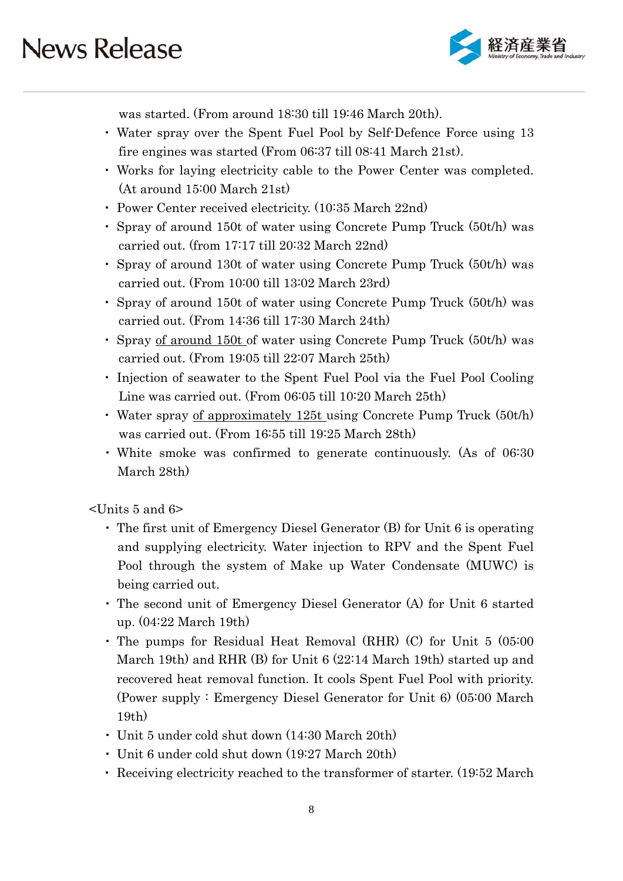was started. (From around 18:30 till 19:46 March 20th).

- Water spray over the Spent Fuel Pool by Self-Defence Force using 13 fire engines was started (From 06:37 till 08:41 March 21st).
- Works for laying electricity cable to the Power Center was completed. (At around 15:00 March 21st)
- Power Center received electricity. (10:35 March 22nd)
- Spray of around 150t of water using Concrete Pump Truck (50t/h) was carried out. (from 17:17 till 20:32 March 22nd)
- Spray of around 130t of water using Concrete Pump Truck (50t/h) was carried out. (From 10:00 till 13:02 March 23rd)
- Spray of around 150t of water using Concrete Pump Truck (50t/h) was carried out. (From 14:36 till 17:30 March 24th)
- Spray <u>of around 150t</u> of water using Concrete Pump Truck (50t/h) was carried out. (From 19:05 till 22:07 March 25th)
- Injection of seawater to the Spent Fuel Pool via the Fuel Pool Cooling Line was carried out. (From 06:05 till 10:20 March 25th)
- Water spray <u>of approximately 125t</u> using Concrete Pump Truck (50t/h) was carried out. (From 16:55 till 19:25 March 28th)
- White smoke was confirmed to generate continuously. (As of 06:30 March 28th)

<Units 5 and 6>

- The first unit of Emergency Diesel Generator (B) for Unit 6 is operating and supplying electricity. Water injection to RPV and the Spent Fuel Pool through the system of Make up Water Condensate (MUWC) is being carried out.
- The second unit of Emergency Diesel Generator (A) for Unit 6 started up. (04:22 March 19th)
- The pumps for Residual Heat Removal (RHR) (C) for Unit 5 (05:00 March 19th) and RHR (B) for Unit 6 (22:14 March 19th) started up and recovered heat removal function. It cools Spent Fuel Pool with priority. (Power supply : Emergency Diesel Generator for Unit 6) (05:00 March 19th)
- Unit 5 under cold shut down (14:30 March 20th)
- Unit 6 under cold shut down (19:27 March 20th)
- Receiving electricity reached to the transformer of starter. (19:52 March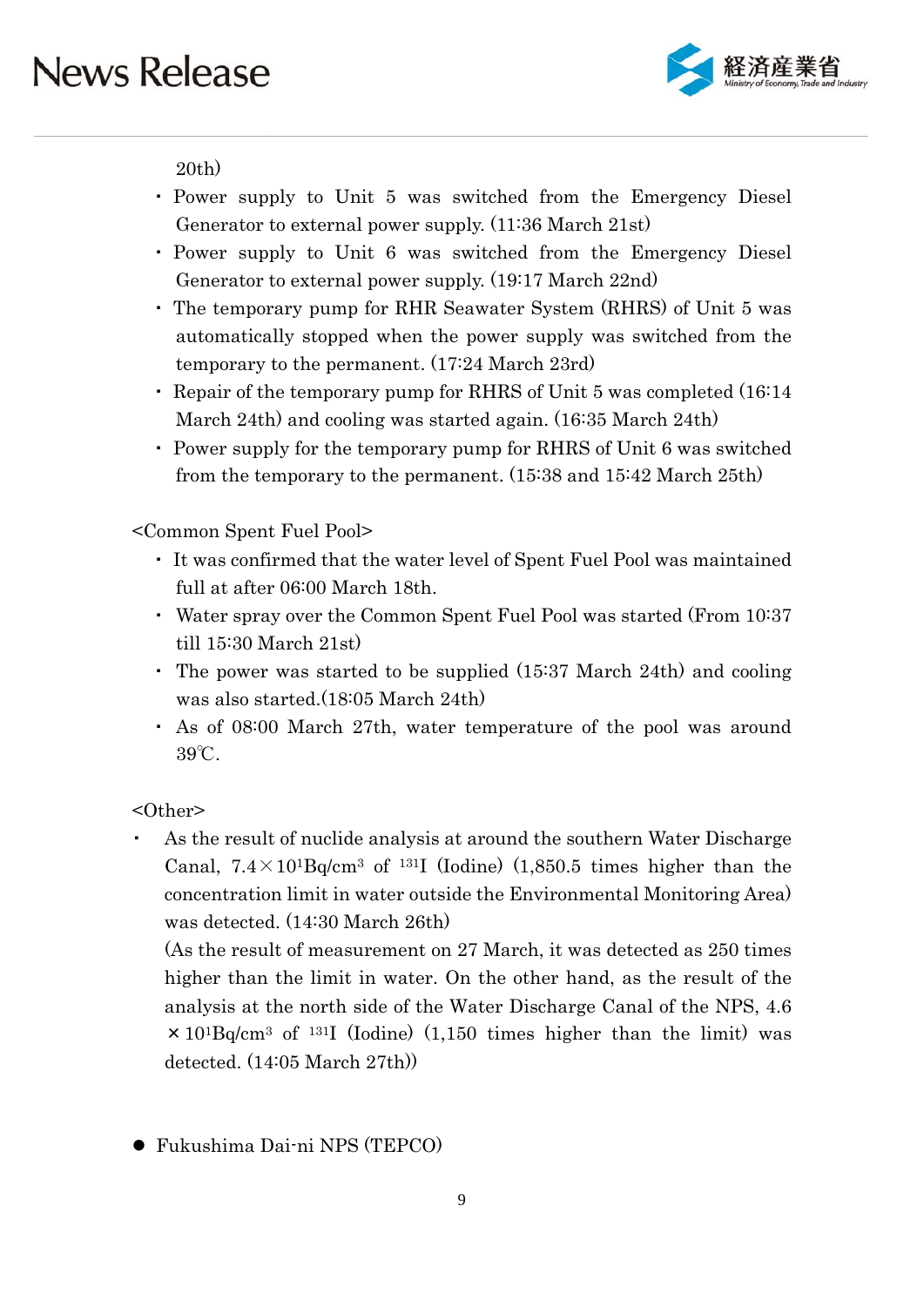20th)

- Power supply to Unit 5 was switched from the Emergency Diesel Generator to external power supply. (11:36 March 21st)
- Power supply to Unit 6 was switched from the Emergency Diesel Generator to external power supply. (19:17 March 22nd)
- The temporary pump for RHR Seawater System (RHRS) of Unit 5 was automatically stopped when the power supply was switched from the temporary to the permanent. (17:24 March 23rd)
- Repair of the temporary pump for RHRS of Unit 5 was completed (16:14 March 24th) and cooling was started again. (16:35 March 24th)
- Power supply for the temporary pump for RHRS of Unit 6 was switched from the temporary to the permanent. (15:38 and 15:42 March 25th)

<Common Spent Fuel Pool>

- It was confirmed that the water level of Spent Fuel Pool was maintained full at after 06:00 March 18th.
- Water spray over the Common Spent Fuel Pool was started (From 10:37 till 15:30 March 21st)
- The power was started to be supplied (15:37 March 24th) and cooling was also started.(18:05 March 24th)
- As of 08:00 March 27th, water temperature of the pool was around 39℃.

<Other>

- As the result of nuclide analysis at around the southern Water Discharge Canal, $7.4\times10^{1}$Bq/cm$^3$ of $^{131}$I (Iodine) (1,850.5 times higher than the concentration limit in water outside the Environmental Monitoring Area) was detected. (14:30 March 26th)
  (As the result of measurement on 27 March, it was detected as 250 times higher than the limit in water. On the other hand, as the result of the analysis at the north side of the Water Discharge Canal of the NPS, $4.6\times10^{1}$Bq/cm$^3$ of $^{131}$I (Iodine) (1,150 times higher than the limit) was detected. (14:05 March 27th))

- Fukushima Dai-ni NPS (TEPCO)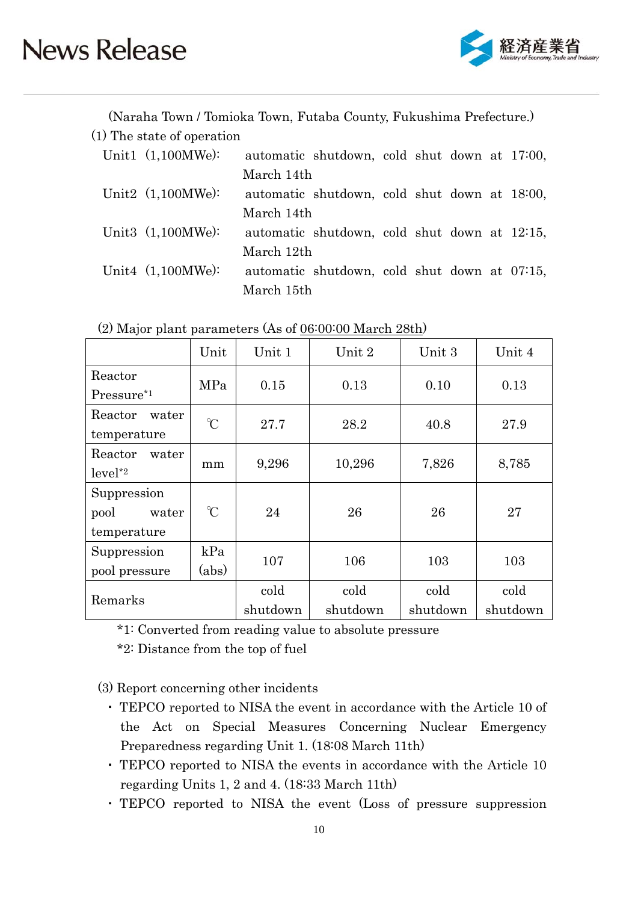(Naraha Town / Tomioka Town, Futaba County, Fukushima Prefecture.)

(1) The state of operation

Unit1 (1,100MWe): automatic shutdown, cold shut down at 17:00, March 14th

Unit2 (1,100MWe): automatic shutdown, cold shut down at 18:00, March 14th

Unit3 (1,100MWe): automatic shutdown, cold shut down at 12:15, March 12th

Unit4 (1,100MWe): automatic shutdown, cold shut down at 07:15, March 15th

(2) Major plant parameters (As of 06:00:00 March 28th)

| | Unit | Unit 1 | Unit 2 | Unit 3 | Unit 4 |
|---|---|---|---|---|---|
| Reactor Pressure*1 | MPa | 0.15 | 0.13 | 0.10 | 0.13 |
| Reactor water temperature | ℃ | 27.7 | 28.2 | 40.8 | 27.9 |
| Reactor water level*2 | mm | 9,296 | 10,296 | 7,826 | 8,785 |
| Suppression pool water temperature | ℃ | 24 | 26 | 26 | 27 |
| Suppression pool pressure | kPa (abs) | 107 | 106 | 103 | 103 |
| Remarks | | cold shutdown | cold shutdown | cold shutdown | cold shutdown |

*1: Converted from reading value to absolute pressure

*2: Distance from the top of fuel

(3) Report concerning other incidents

- TEPCO reported to NISA the event in accordance with the Article 10 of the Act on Special Measures Concerning Nuclear Emergency Preparedness regarding Unit 1. (18:08 March 11th)
- TEPCO reported to NISA the events in accordance with the Article 10 regarding Units 1, 2 and 4. (18:33 March 11th)
- TEPCO reported to NISA the event (Loss of pressure suppression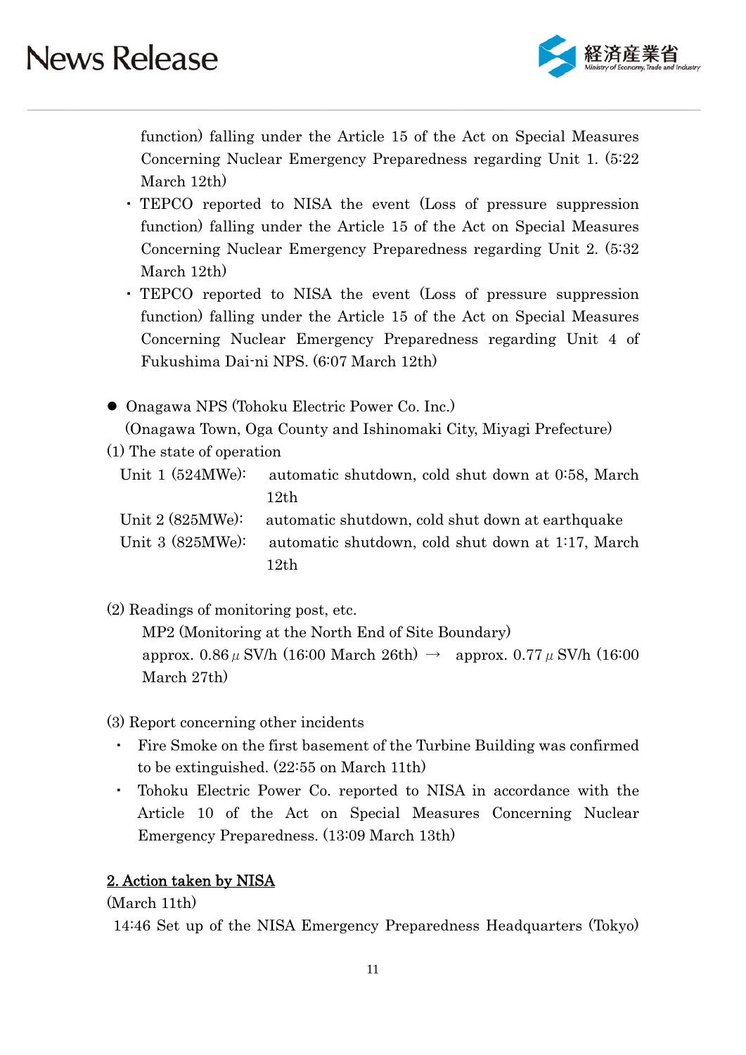function) falling under the Article 15 of the Act on Special Measures Concerning Nuclear Emergency Preparedness regarding Unit 1. (5:22 March 12th)

- TEPCO reported to NISA the event (Loss of pressure suppression function) falling under the Article 15 of the Act on Special Measures Concerning Nuclear Emergency Preparedness regarding Unit 2. (5:32 March 12th)
- TEPCO reported to NISA the event (Loss of pressure suppression function) falling under the Article 15 of the Act on Special Measures Concerning Nuclear Emergency Preparedness regarding Unit 4 of Fukushima Dai-ni NPS. (6:07 March 12th)

- Onagawa NPS (Tohoku Electric Power Co. Inc.)
  (Onagawa Town, Oga County and Ishinomaki City, Miyagi Prefecture)

(1) The state of operation

Unit 1 (524MWe): automatic shutdown, cold shut down at 0:58, March 12th

Unit 2 (825MWe): automatic shutdown, cold shut down at earthquake

Unit 3 (825MWe): automatic shutdown, cold shut down at 1:17, March 12th

(2) Readings of monitoring post, etc.

MP2 (Monitoring at the North End of Site Boundary)
approx. 0.86 μ SV/h (16:00 March 26th) → approx. 0.77 μ SV/h (16:00 March 27th)

(3) Report concerning other incidents

- Fire Smoke on the first basement of the Turbine Building was confirmed to be extinguished. (22:55 on March 11th)
- Tohoku Electric Power Co. reported to NISA in accordance with the Article 10 of the Act on Special Measures Concerning Nuclear Emergency Preparedness. (13:09 March 13th)

## 2. Action taken by NISA

(March 11th)

14:46 Set up of the NISA Emergency Preparedness Headquarters (Tokyo)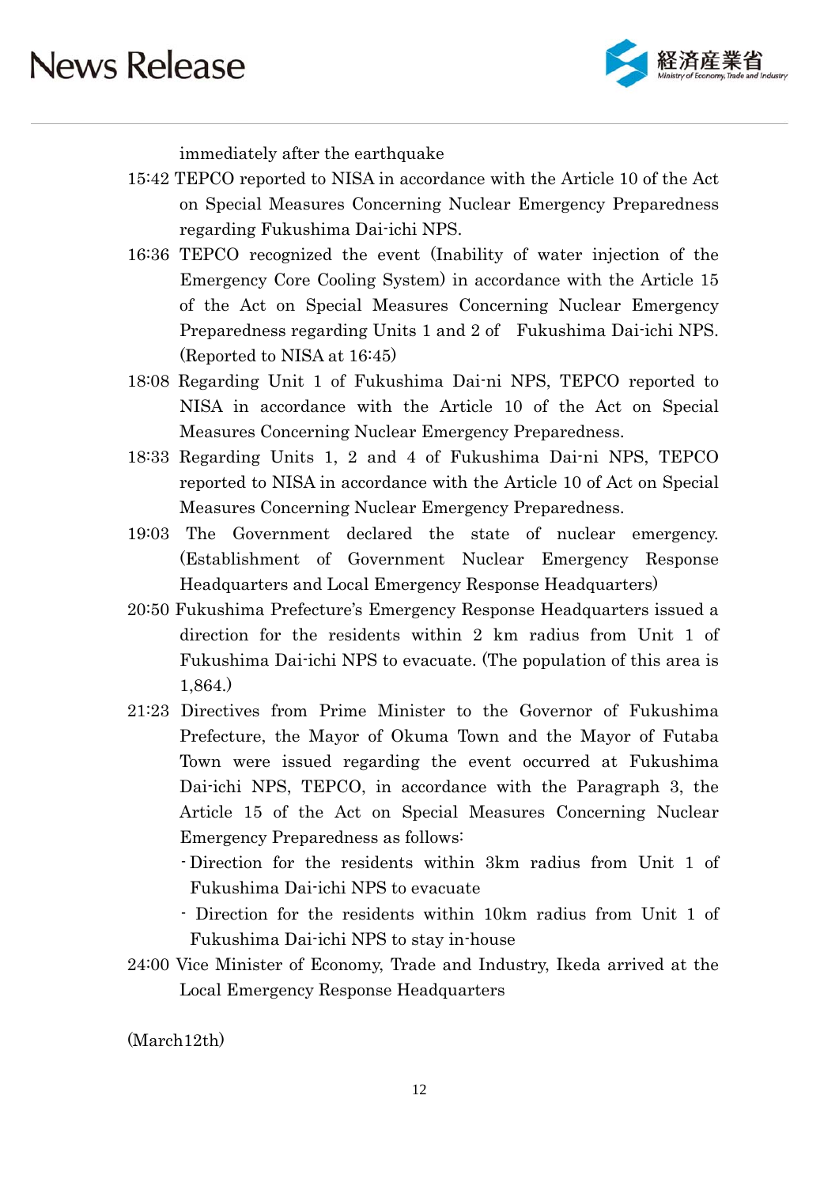immediately after the earthquake

15:42 TEPCO reported to NISA in accordance with the Article 10 of the Act on Special Measures Concerning Nuclear Emergency Preparedness regarding Fukushima Dai-ichi NPS.

16:36 TEPCO recognized the event (Inability of water injection of the Emergency Core Cooling System) in accordance with the Article 15 of the Act on Special Measures Concerning Nuclear Emergency Preparedness regarding Units 1 and 2 of Fukushima Dai-ichi NPS. (Reported to NISA at 16:45)

18:08 Regarding Unit 1 of Fukushima Dai-ni NPS, TEPCO reported to NISA in accordance with the Article 10 of the Act on Special Measures Concerning Nuclear Emergency Preparedness.

18:33 Regarding Units 1, 2 and 4 of Fukushima Dai-ni NPS, TEPCO reported to NISA in accordance with the Article 10 of Act on Special Measures Concerning Nuclear Emergency Preparedness.

19:03 The Government declared the state of nuclear emergency. (Establishment of Government Nuclear Emergency Response Headquarters and Local Emergency Response Headquarters)

20:50 Fukushima Prefecture's Emergency Response Headquarters issued a direction for the residents within 2 km radius from Unit 1 of Fukushima Dai-ichi NPS to evacuate. (The population of this area is 1,864.)

21:23 Directives from Prime Minister to the Governor of Fukushima Prefecture, the Mayor of Okuma Town and the Mayor of Futaba Town were issued regarding the event occurred at Fukushima Dai-ichi NPS, TEPCO, in accordance with the Paragraph 3, the Article 15 of the Act on Special Measures Concerning Nuclear Emergency Preparedness as follows:

- Direction for the residents within 3km radius from Unit 1 of Fukushima Dai-ichi NPS to evacuate
- Direction for the residents within 10km radius from Unit 1 of Fukushima Dai-ichi NPS to stay in-house

24:00 Vice Minister of Economy, Trade and Industry, Ikeda arrived at the Local Emergency Response Headquarters

(March12th)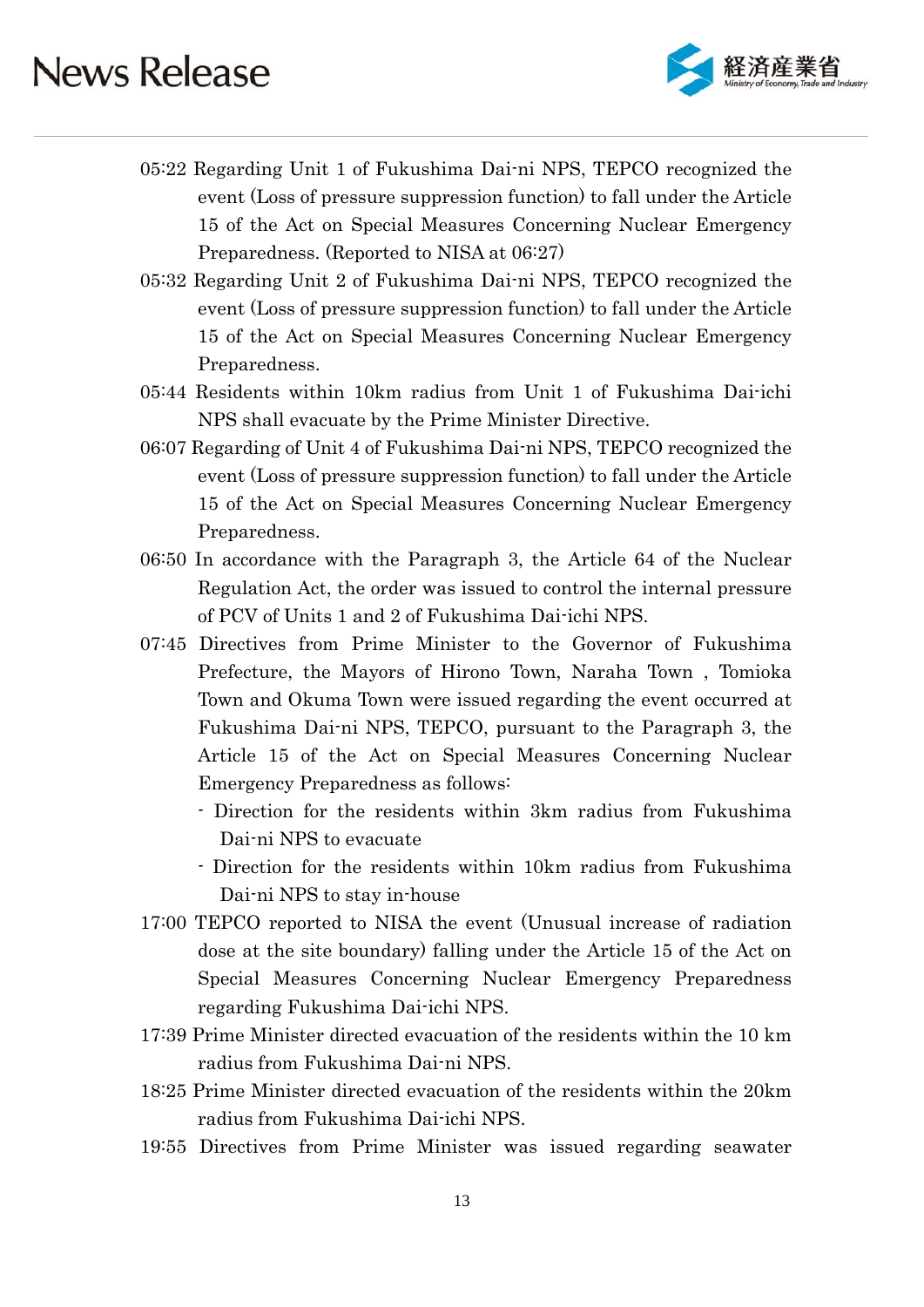05:22 Regarding Unit 1 of Fukushima Dai-ni NPS, TEPCO recognized the event (Loss of pressure suppression function) to fall under the Article 15 of the Act on Special Measures Concerning Nuclear Emergency Preparedness. (Reported to NISA at 06:27)

05:32 Regarding Unit 2 of Fukushima Dai-ni NPS, TEPCO recognized the event (Loss of pressure suppression function) to fall under the Article 15 of the Act on Special Measures Concerning Nuclear Emergency Preparedness.

05:44 Residents within 10km radius from Unit 1 of Fukushima Dai-ichi NPS shall evacuate by the Prime Minister Directive.

06:07 Regarding of Unit 4 of Fukushima Dai-ni NPS, TEPCO recognized the event (Loss of pressure suppression function) to fall under the Article 15 of the Act on Special Measures Concerning Nuclear Emergency Preparedness.

06:50 In accordance with the Paragraph 3, the Article 64 of the Nuclear Regulation Act, the order was issued to control the internal pressure of PCV of Units 1 and 2 of Fukushima Dai-ichi NPS.

07:45 Directives from Prime Minister to the Governor of Fukushima Prefecture, the Mayors of Hirono Town, Naraha Town , Tomioka Town and Okuma Town were issued regarding the event occurred at Fukushima Dai-ni NPS, TEPCO, pursuant to the Paragraph 3, the Article 15 of the Act on Special Measures Concerning Nuclear Emergency Preparedness as follows:

- Direction for the residents within 3km radius from Fukushima Dai-ni NPS to evacuate
- Direction for the residents within 10km radius from Fukushima Dai-ni NPS to stay in-house

17:00 TEPCO reported to NISA the event (Unusual increase of radiation dose at the site boundary) falling under the Article 15 of the Act on Special Measures Concerning Nuclear Emergency Preparedness regarding Fukushima Dai-ichi NPS.

17:39 Prime Minister directed evacuation of the residents within the 10 km radius from Fukushima Dai-ni NPS.

18:25 Prime Minister directed evacuation of the residents within the 20km radius from Fukushima Dai-ichi NPS.

19:55 Directives from Prime Minister was issued regarding seawater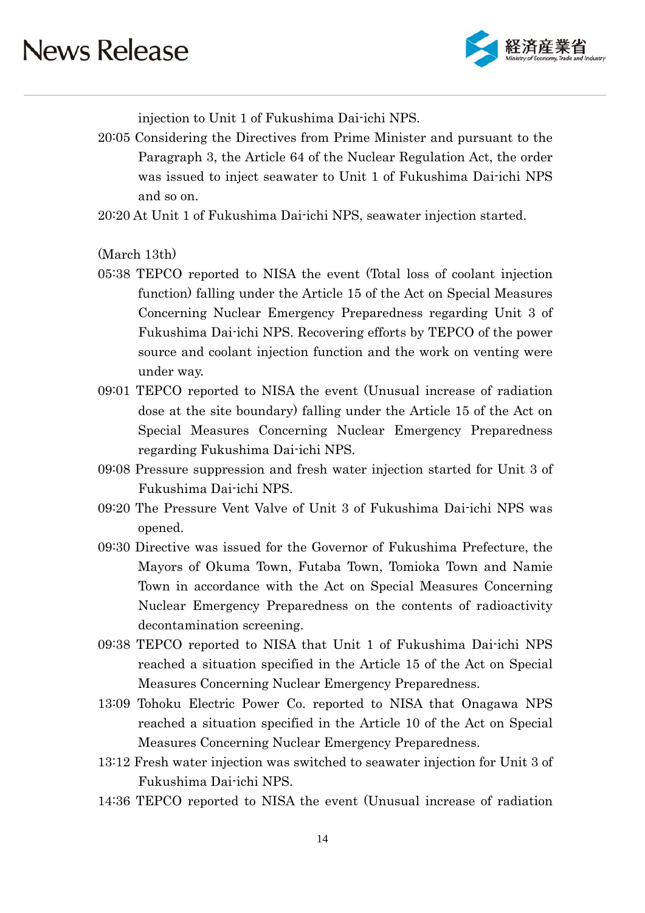injection to Unit 1 of Fukushima Dai-ichi NPS.

20:05 Considering the Directives from Prime Minister and pursuant to the Paragraph 3, the Article 64 of the Nuclear Regulation Act, the order was issued to inject seawater to Unit 1 of Fukushima Dai-ichi NPS and so on.

20:20 At Unit 1 of Fukushima Dai-ichi NPS, seawater injection started.

(March 13th)

05:38 TEPCO reported to NISA the event (Total loss of coolant injection function) falling under the Article 15 of the Act on Special Measures Concerning Nuclear Emergency Preparedness regarding Unit 3 of Fukushima Dai-ichi NPS. Recovering efforts by TEPCO of the power source and coolant injection function and the work on venting were under way.

09:01 TEPCO reported to NISA the event (Unusual increase of radiation dose at the site boundary) falling under the Article 15 of the Act on Special Measures Concerning Nuclear Emergency Preparedness regarding Fukushima Dai-ichi NPS.

09:08 Pressure suppression and fresh water injection started for Unit 3 of Fukushima Dai-ichi NPS.

09:20 The Pressure Vent Valve of Unit 3 of Fukushima Dai-ichi NPS was opened.

09:30 Directive was issued for the Governor of Fukushima Prefecture, the Mayors of Okuma Town, Futaba Town, Tomioka Town and Namie Town in accordance with the Act on Special Measures Concerning Nuclear Emergency Preparedness on the contents of radioactivity decontamination screening.

09:38 TEPCO reported to NISA that Unit 1 of Fukushima Dai-ichi NPS reached a situation specified in the Article 15 of the Act on Special Measures Concerning Nuclear Emergency Preparedness.

13:09 Tohoku Electric Power Co. reported to NISA that Onagawa NPS reached a situation specified in the Article 10 of the Act on Special Measures Concerning Nuclear Emergency Preparedness.

13:12 Fresh water injection was switched to seawater injection for Unit 3 of Fukushima Dai-ichi NPS.

14:36 TEPCO reported to NISA the event (Unusual increase of radiation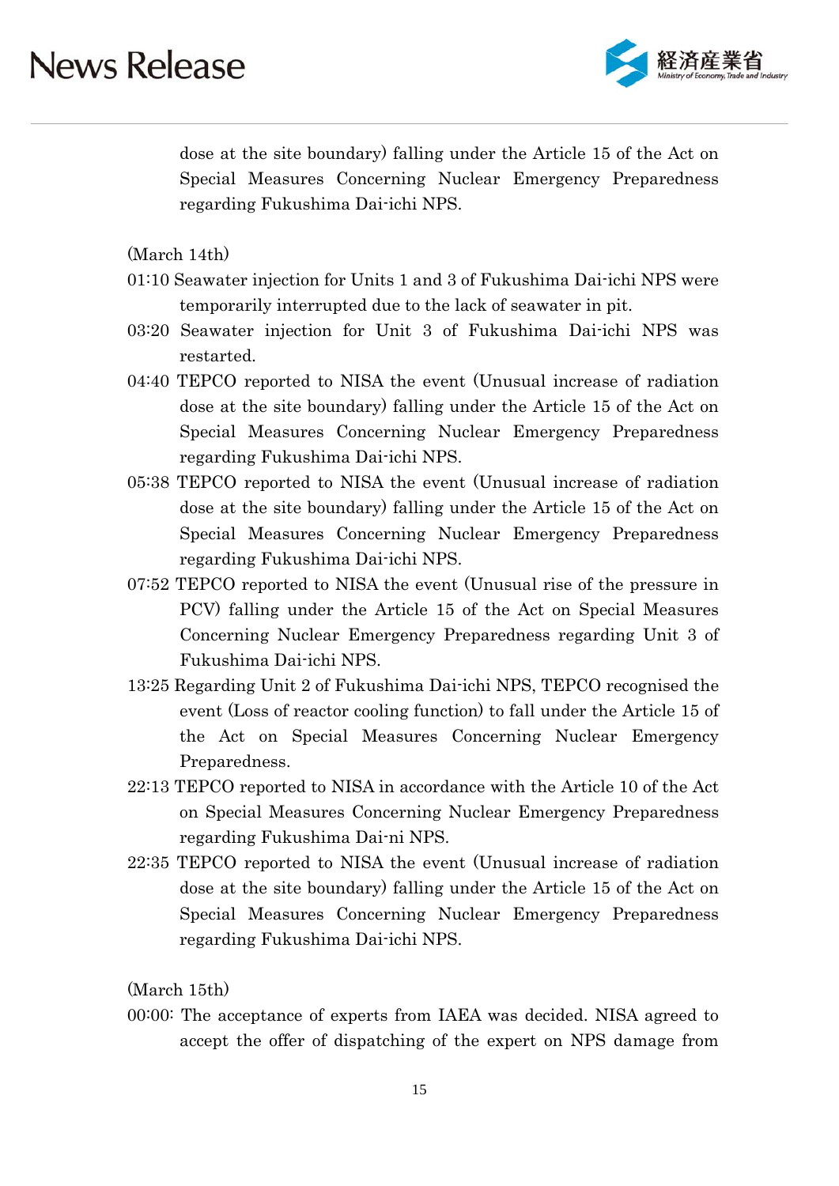dose at the site boundary) falling under the Article 15 of the Act on Special Measures Concerning Nuclear Emergency Preparedness regarding Fukushima Dai-ichi NPS.

(March 14th)

01:10 Seawater injection for Units 1 and 3 of Fukushima Dai-ichi NPS were temporarily interrupted due to the lack of seawater in pit.

03:20 Seawater injection for Unit 3 of Fukushima Dai-ichi NPS was restarted.

04:40 TEPCO reported to NISA the event (Unusual increase of radiation dose at the site boundary) falling under the Article 15 of the Act on Special Measures Concerning Nuclear Emergency Preparedness regarding Fukushima Dai-ichi NPS.

05:38 TEPCO reported to NISA the event (Unusual increase of radiation dose at the site boundary) falling under the Article 15 of the Act on Special Measures Concerning Nuclear Emergency Preparedness regarding Fukushima Dai-ichi NPS.

07:52 TEPCO reported to NISA the event (Unusual rise of the pressure in PCV) falling under the Article 15 of the Act on Special Measures Concerning Nuclear Emergency Preparedness regarding Unit 3 of Fukushima Dai-ichi NPS.

13:25 Regarding Unit 2 of Fukushima Dai-ichi NPS, TEPCO recognised the event (Loss of reactor cooling function) to fall under the Article 15 of the Act on Special Measures Concerning Nuclear Emergency Preparedness.

22:13 TEPCO reported to NISA in accordance with the Article 10 of the Act on Special Measures Concerning Nuclear Emergency Preparedness regarding Fukushima Dai-ni NPS.

22:35 TEPCO reported to NISA the event (Unusual increase of radiation dose at the site boundary) falling under the Article 15 of the Act on Special Measures Concerning Nuclear Emergency Preparedness regarding Fukushima Dai-ichi NPS.

(March 15th)

00:00: The acceptance of experts from IAEA was decided. NISA agreed to accept the offer of dispatching of the expert on NPS damage from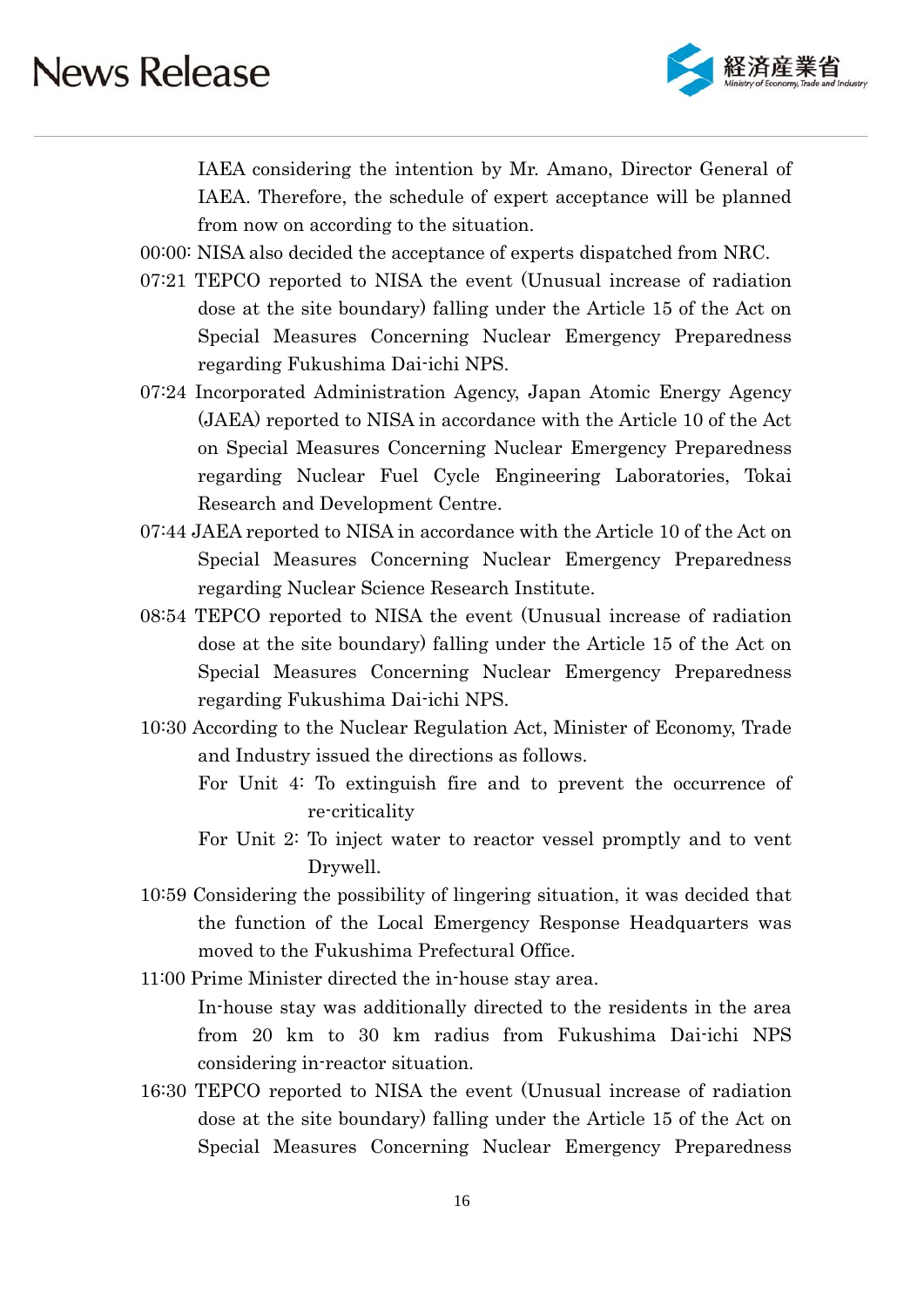IAEA considering the intention by Mr. Amano, Director General of IAEA. Therefore, the schedule of expert acceptance will be planned from now on according to the situation.

00:00: NISA also decided the acceptance of experts dispatched from NRC.

07:21 TEPCO reported to NISA the event (Unusual increase of radiation dose at the site boundary) falling under the Article 15 of the Act on Special Measures Concerning Nuclear Emergency Preparedness regarding Fukushima Dai-ichi NPS.

07:24 Incorporated Administration Agency, Japan Atomic Energy Agency (JAEA) reported to NISA in accordance with the Article 10 of the Act on Special Measures Concerning Nuclear Emergency Preparedness regarding Nuclear Fuel Cycle Engineering Laboratories, Tokai Research and Development Centre.

07:44 JAEA reported to NISA in accordance with the Article 10 of the Act on Special Measures Concerning Nuclear Emergency Preparedness regarding Nuclear Science Research Institute.

08:54 TEPCO reported to NISA the event (Unusual increase of radiation dose at the site boundary) falling under the Article 15 of the Act on Special Measures Concerning Nuclear Emergency Preparedness regarding Fukushima Dai-ichi NPS.

10:30 According to the Nuclear Regulation Act, Minister of Economy, Trade and Industry issued the directions as follows.

For Unit 4: To extinguish fire and to prevent the occurrence of re-criticality

For Unit 2: To inject water to reactor vessel promptly and to vent Drywell.

10:59 Considering the possibility of lingering situation, it was decided that the function of the Local Emergency Response Headquarters was moved to the Fukushima Prefectural Office.

11:00 Prime Minister directed the in-house stay area.

In-house stay was additionally directed to the residents in the area from 20 km to 30 km radius from Fukushima Dai-ichi NPS considering in-reactor situation.

16:30 TEPCO reported to NISA the event (Unusual increase of radiation dose at the site boundary) falling under the Article 15 of the Act on Special Measures Concerning Nuclear Emergency Preparedness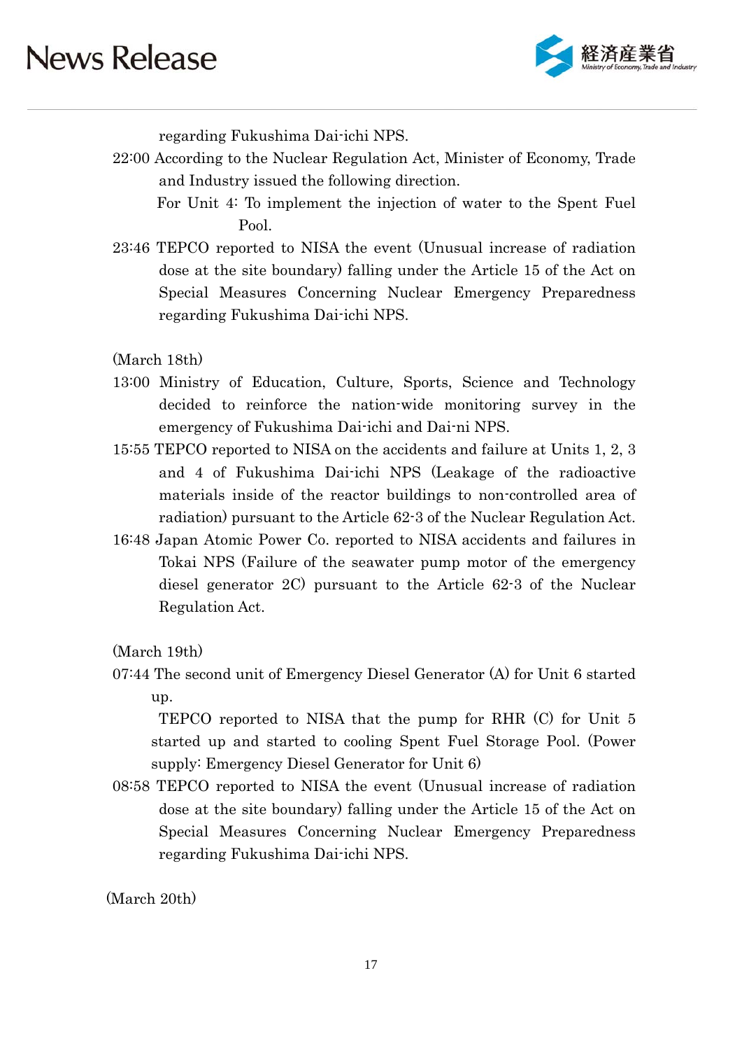regarding Fukushima Dai-ichi NPS.

22:00 According to the Nuclear Regulation Act, Minister of Economy, Trade and Industry issued the following direction.

For Unit 4: To implement the injection of water to the Spent Fuel Pool.

23:46 TEPCO reported to NISA the event (Unusual increase of radiation dose at the site boundary) falling under the Article 15 of the Act on Special Measures Concerning Nuclear Emergency Preparedness regarding Fukushima Dai-ichi NPS.

(March 18th)

13:00 Ministry of Education, Culture, Sports, Science and Technology decided to reinforce the nation-wide monitoring survey in the emergency of Fukushima Dai-ichi and Dai-ni NPS.

15:55 TEPCO reported to NISA on the accidents and failure at Units 1, 2, 3 and 4 of Fukushima Dai-ichi NPS (Leakage of the radioactive materials inside of the reactor buildings to non-controlled area of radiation) pursuant to the Article 62-3 of the Nuclear Regulation Act.

16:48 Japan Atomic Power Co. reported to NISA accidents and failures in Tokai NPS (Failure of the seawater pump motor of the emergency diesel generator 2C) pursuant to the Article 62-3 of the Nuclear Regulation Act.

(March 19th)

07:44 The second unit of Emergency Diesel Generator (A) for Unit 6 started up.

TEPCO reported to NISA that the pump for RHR (C) for Unit 5 started up and started to cooling Spent Fuel Storage Pool. (Power supply: Emergency Diesel Generator for Unit 6)

08:58 TEPCO reported to NISA the event (Unusual increase of radiation dose at the site boundary) falling under the Article 15 of the Act on Special Measures Concerning Nuclear Emergency Preparedness regarding Fukushima Dai-ichi NPS.

(March 20th)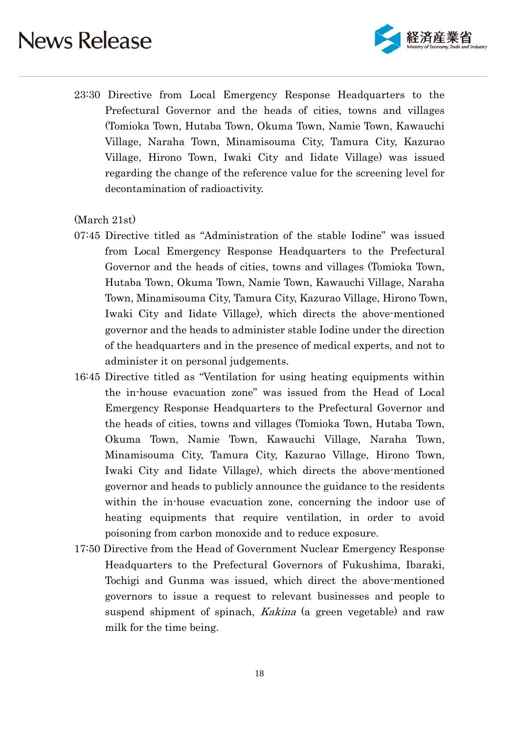23:30 Directive from Local Emergency Response Headquarters to the Prefectural Governor and the heads of cities, towns and villages (Tomioka Town, Hutaba Town, Okuma Town, Namie Town, Kawauchi Village, Naraha Town, Minamisouma City, Tamura City, Kazurao Village, Hirono Town, Iwaki City and Iidate Village) was issued regarding the change of the reference value for the screening level for decontamination of radioactivity.

(March 21st)

07:45 Directive titled as "Administration of the stable Iodine" was issued from Local Emergency Response Headquarters to the Prefectural Governor and the heads of cities, towns and villages (Tomioka Town, Hutaba Town, Okuma Town, Namie Town, Kawauchi Village, Naraha Town, Minamisouma City, Tamura City, Kazurao Village, Hirono Town, Iwaki City and Iidate Village), which directs the above-mentioned governor and the heads to administer stable Iodine under the direction of the headquarters and in the presence of medical experts, and not to administer it on personal judgements.

16:45 Directive titled as "Ventilation for using heating equipments within the in-house evacuation zone" was issued from the Head of Local Emergency Response Headquarters to the Prefectural Governor and the heads of cities, towns and villages (Tomioka Town, Hutaba Town, Okuma Town, Namie Town, Kawauchi Village, Naraha Town, Minamisouma City, Tamura City, Kazurao Village, Hirono Town, Iwaki City and Iidate Village), which directs the above-mentioned governor and heads to publicly announce the guidance to the residents within the in-house evacuation zone, concerning the indoor use of heating equipments that require ventilation, in order to avoid poisoning from carbon monoxide and to reduce exposure.

17:50 Directive from the Head of Government Nuclear Emergency Response Headquarters to the Prefectural Governors of Fukushima, Ibaraki, Tochigi and Gunma was issued, which direct the above-mentioned governors to issue a request to relevant businesses and people to suspend shipment of spinach, *Kakina* (a green vegetable) and raw milk for the time being.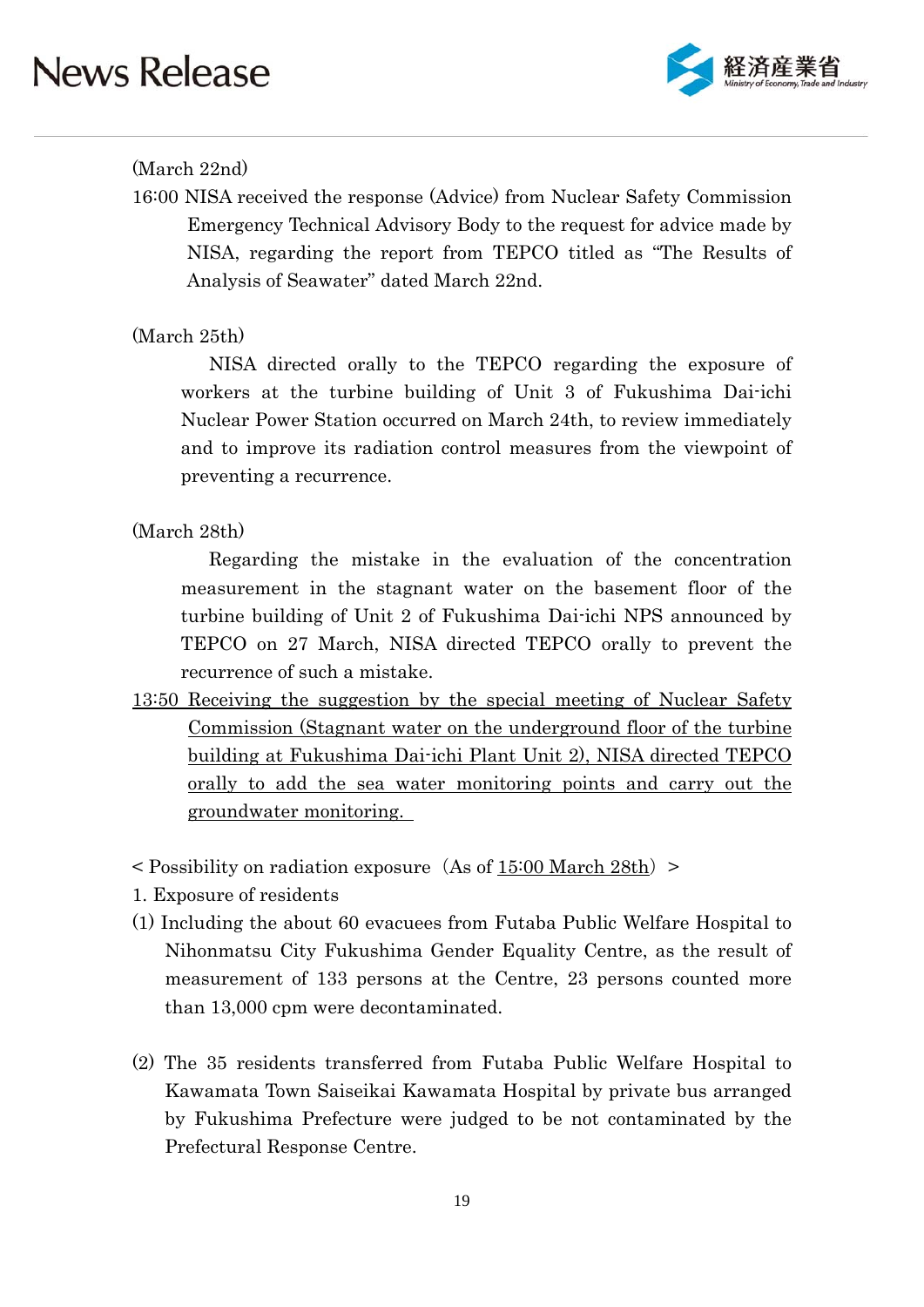(March 22nd)

16:00 NISA received the response (Advice) from Nuclear Safety Commission Emergency Technical Advisory Body to the request for advice made by NISA, regarding the report from TEPCO titled as "The Results of Analysis of Seawater" dated March 22nd.

(March 25th)

NISA directed orally to the TEPCO regarding the exposure of workers at the turbine building of Unit 3 of Fukushima Dai-ichi Nuclear Power Station occurred on March 24th, to review immediately and to improve its radiation control measures from the viewpoint of preventing a recurrence.

(March 28th)

Regarding the mistake in the evaluation of the concentration measurement in the stagnant water on the basement floor of the turbine building of Unit 2 of Fukushima Dai-ichi NPS announced by TEPCO on 27 March, NISA directed TEPCO orally to prevent the recurrence of such a mistake.

<u>13:50 Receiving the suggestion by the special meeting of Nuclear Safety Commission (Stagnant water on the underground floor of the turbine building at Fukushima Dai-ichi Plant Unit 2), NISA directed TEPCO orally to add the sea water monitoring points and carry out the groundwater monitoring.</u>

< Possibility on radiation exposure（As of <u>15:00 March 28th</u>）>

1. Exposure of residents

(1) Including the about 60 evacuees from Futaba Public Welfare Hospital to Nihonmatsu City Fukushima Gender Equality Centre, as the result of measurement of 133 persons at the Centre, 23 persons counted more than 13,000 cpm were decontaminated.

(2) The 35 residents transferred from Futaba Public Welfare Hospital to Kawamata Town Saiseikai Kawamata Hospital by private bus arranged by Fukushima Prefecture were judged to be not contaminated by the Prefectural Response Centre.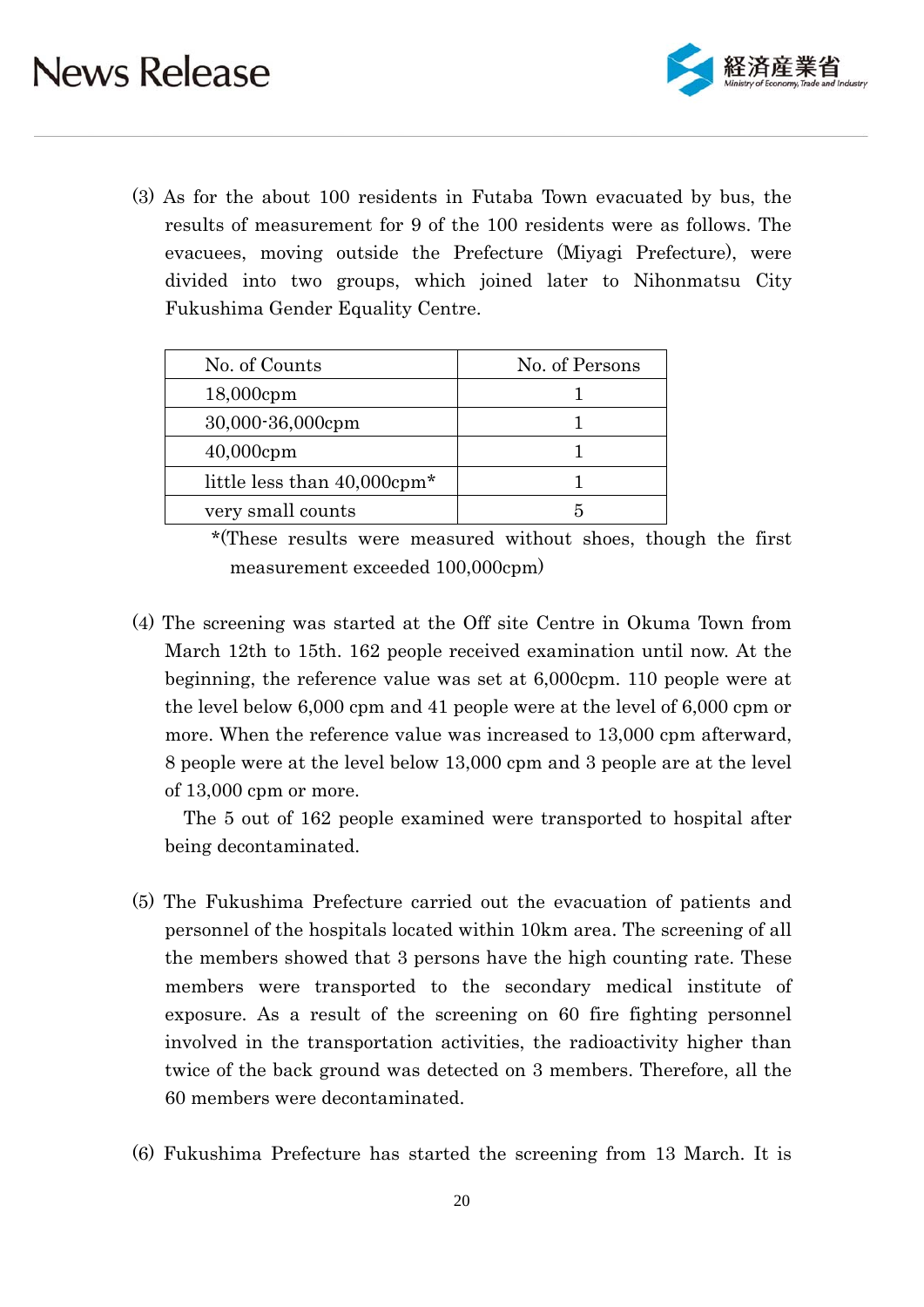(3) As for the about 100 residents in Futaba Town evacuated by bus, the results of measurement for 9 of the 100 residents were as follows. The evacuees, moving outside the Prefecture (Miyagi Prefecture), were divided into two groups, which joined later to Nihonmatsu City Fukushima Gender Equality Centre.

| No. of Counts | No. of Persons |
|---|---|
| 18,000cpm | 1 |
| 30,000-36,000cpm | 1 |
| 40,000cpm | 1 |
| little less than 40,000cpm* | 1 |
| very small counts | 5 |

*(These results were measured without shoes, though the first measurement exceeded 100,000cpm)

(4) The screening was started at the Off site Centre in Okuma Town from March 12th to 15th. 162 people received examination until now. At the beginning, the reference value was set at 6,000cpm. 110 people were at the level below 6,000 cpm and 41 people were at the level of 6,000 cpm or more. When the reference value was increased to 13,000 cpm afterward, 8 people were at the level below 13,000 cpm and 3 people are at the level of 13,000 cpm or more.

The 5 out of 162 people examined were transported to hospital after being decontaminated.

(5) The Fukushima Prefecture carried out the evacuation of patients and personnel of the hospitals located within 10km area. The screening of all the members showed that 3 persons have the high counting rate. These members were transported to the secondary medical institute of exposure. As a result of the screening on 60 fire fighting personnel involved in the transportation activities, the radioactivity higher than twice of the back ground was detected on 3 members. Therefore, all the 60 members were decontaminated.

(6) Fukushima Prefecture has started the screening from 13 March. It is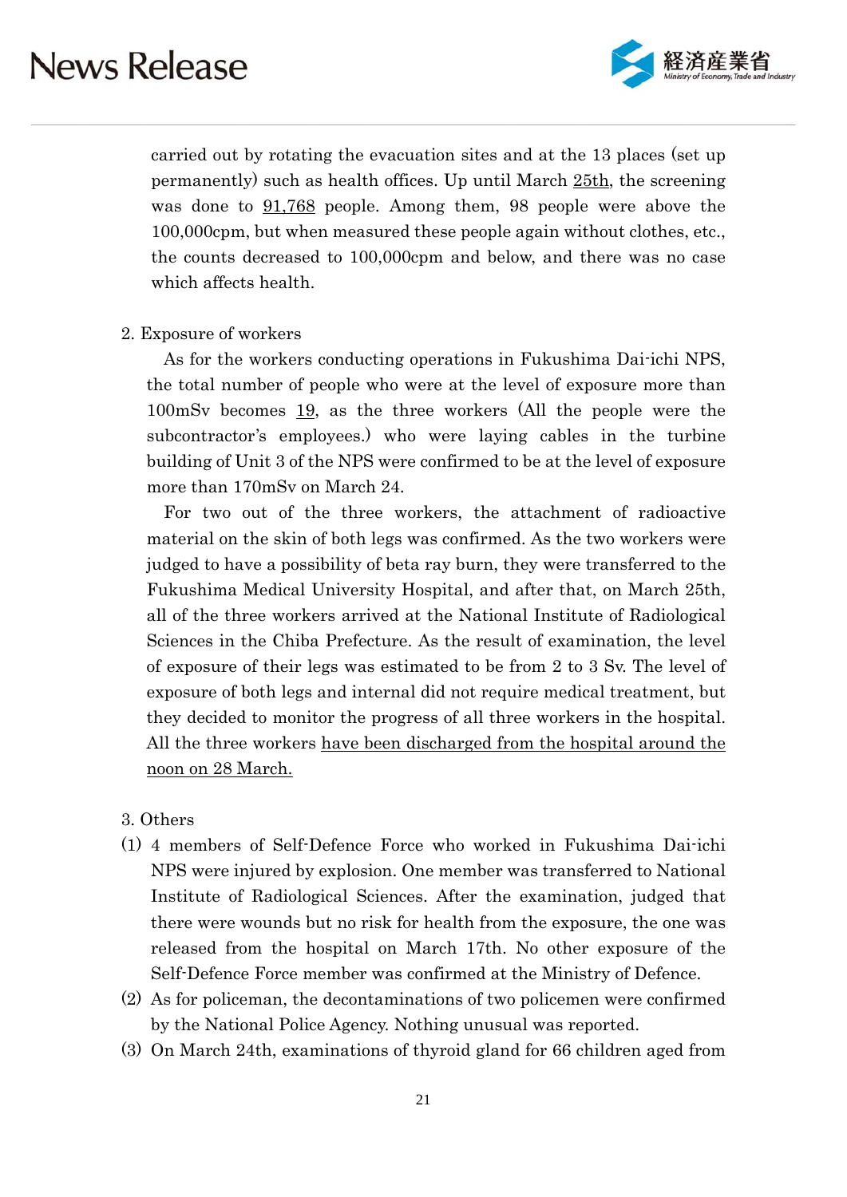carried out by rotating the evacuation sites and at the 13 places (set up permanently) such as health offices. Up until March 25th, the screening was done to 91,768 people. Among them, 98 people were above the 100,000cpm, but when measured these people again without clothes, etc., the counts decreased to 100,000cpm and below, and there was no case which affects health.

2. Exposure of workers

As for the workers conducting operations in Fukushima Dai-ichi NPS, the total number of people who were at the level of exposure more than 100mSv becomes 19, as the three workers (All the people were the subcontractor's employees.) who were laying cables in the turbine building of Unit 3 of the NPS were confirmed to be at the level of exposure more than 170mSv on March 24.

For two out of the three workers, the attachment of radioactive material on the skin of both legs was confirmed. As the two workers were judged to have a possibility of beta ray burn, they were transferred to the Fukushima Medical University Hospital, and after that, on March 25th, all of the three workers arrived at the National Institute of Radiological Sciences in the Chiba Prefecture. As the result of examination, the level of exposure of their legs was estimated to be from 2 to 3 Sv. The level of exposure of both legs and internal did not require medical treatment, but they decided to monitor the progress of all three workers in the hospital. All the three workers have been discharged from the hospital around the noon on 28 March.

3. Others

(1) 4 members of Self-Defence Force who worked in Fukushima Dai-ichi NPS were injured by explosion. One member was transferred to National Institute of Radiological Sciences. After the examination, judged that there were wounds but no risk for health from the exposure, the one was released from the hospital on March 17th. No other exposure of the Self-Defence Force member was confirmed at the Ministry of Defence.

(2) As for policeman, the decontaminations of two policemen were confirmed by the National Police Agency. Nothing unusual was reported.

(3) On March 24th, examinations of thyroid gland for 66 children aged from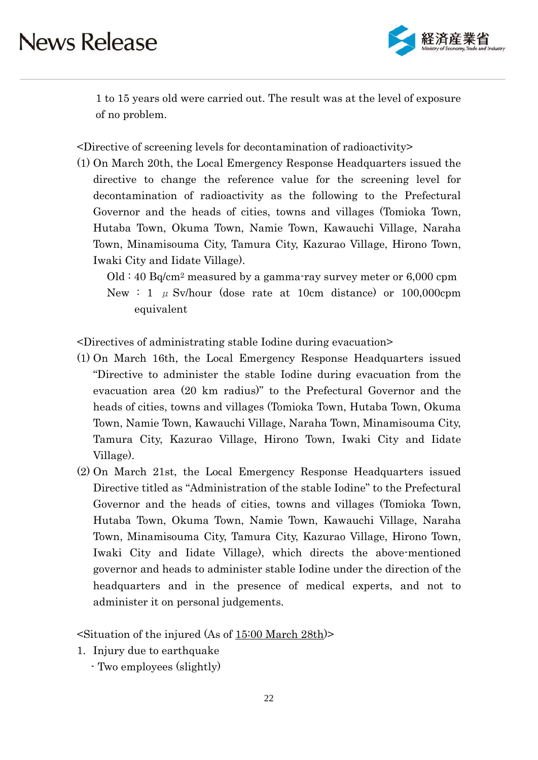1 to 15 years old were carried out. The result was at the level of exposure of no problem.

<Directive of screening levels for decontamination of radioactivity>

(1) On March 20th, the Local Emergency Response Headquarters issued the directive to change the reference value for the screening level for decontamination of radioactivity as the following to the Prefectural Governor and the heads of cities, towns and villages (Tomioka Town, Hutaba Town, Okuma Town, Namie Town, Kawauchi Village, Naraha Town, Minamisouma City, Tamura City, Kazurao Village, Hirono Town, Iwaki City and Iidate Village).

   Old : 40 $Bq/cm^2$ measured by a gamma-ray survey meter or 6,000 cpm
   New : 1 $\mu$ Sv/hour (dose rate at 10cm distance) or 100,000cpm equivalent

<Directives of administrating stable Iodine during evacuation>

(1) On March 16th, the Local Emergency Response Headquarters issued "Directive to administer the stable Iodine during evacuation from the evacuation area (20 km radius)" to the Prefectural Governor and the heads of cities, towns and villages (Tomioka Town, Hutaba Town, Okuma Town, Namie Town, Kawauchi Village, Naraha Town, Minamisouma City, Tamura City, Kazurao Village, Hirono Town, Iwaki City and Iidate Village).

(2) On March 21st, the Local Emergency Response Headquarters issued Directive titled as "Administration of the stable Iodine" to the Prefectural Governor and the heads of cities, towns and villages (Tomioka Town, Hutaba Town, Okuma Town, Namie Town, Kawauchi Village, Naraha Town, Minamisouma City, Tamura City, Kazurao Village, Hirono Town, Iwaki City and Iidate Village), which directs the above-mentioned governor and heads to administer stable Iodine under the direction of the headquarters and in the presence of medical experts, and not to administer it on personal judgements.

<Situation of the injured (As of <u>15:00 March 28th</u>)>

1. Injury due to earthquake
   - Two employees (slightly)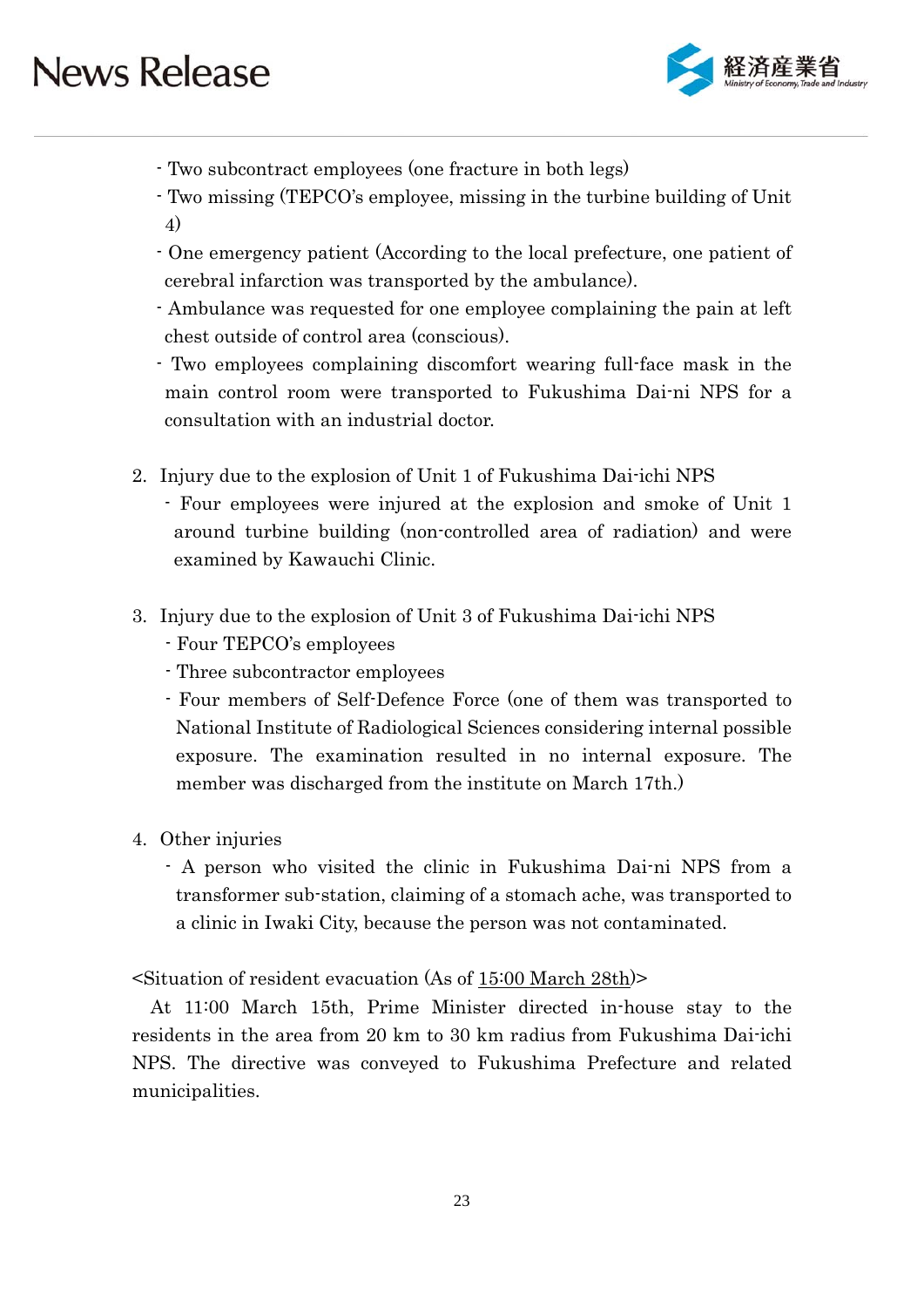- Two subcontract employees (one fracture in both legs)
- Two missing (TEPCO's employee, missing in the turbine building of Unit 4)
- One emergency patient (According to the local prefecture, one patient of cerebral infarction was transported by the ambulance).
- Ambulance was requested for one employee complaining the pain at left chest outside of control area (conscious).
- Two employees complaining discomfort wearing full-face mask in the main control room were transported to Fukushima Dai-ni NPS for a consultation with an industrial doctor.

2. Injury due to the explosion of Unit 1 of Fukushima Dai-ichi NPS
   - Four employees were injured at the explosion and smoke of Unit 1 around turbine building (non-controlled area of radiation) and were examined by Kawauchi Clinic.

3. Injury due to the explosion of Unit 3 of Fukushima Dai-ichi NPS
   - Four TEPCO's employees
   - Three subcontractor employees
   - Four members of Self-Defence Force (one of them was transported to National Institute of Radiological Sciences considering internal possible exposure. The examination resulted in no internal exposure. The member was discharged from the institute on March 17th.)

4. Other injuries
   - A person who visited the clinic in Fukushima Dai-ni NPS from a transformer sub-station, claiming of a stomach ache, was transported to a clinic in Iwaki City, because the person was not contaminated.

<Situation of resident evacuation (As of 15:00 March 28th)>

At 11:00 March 15th, Prime Minister directed in-house stay to the residents in the area from 20 km to 30 km radius from Fukushima Dai-ichi NPS. The directive was conveyed to Fukushima Prefecture and related municipalities.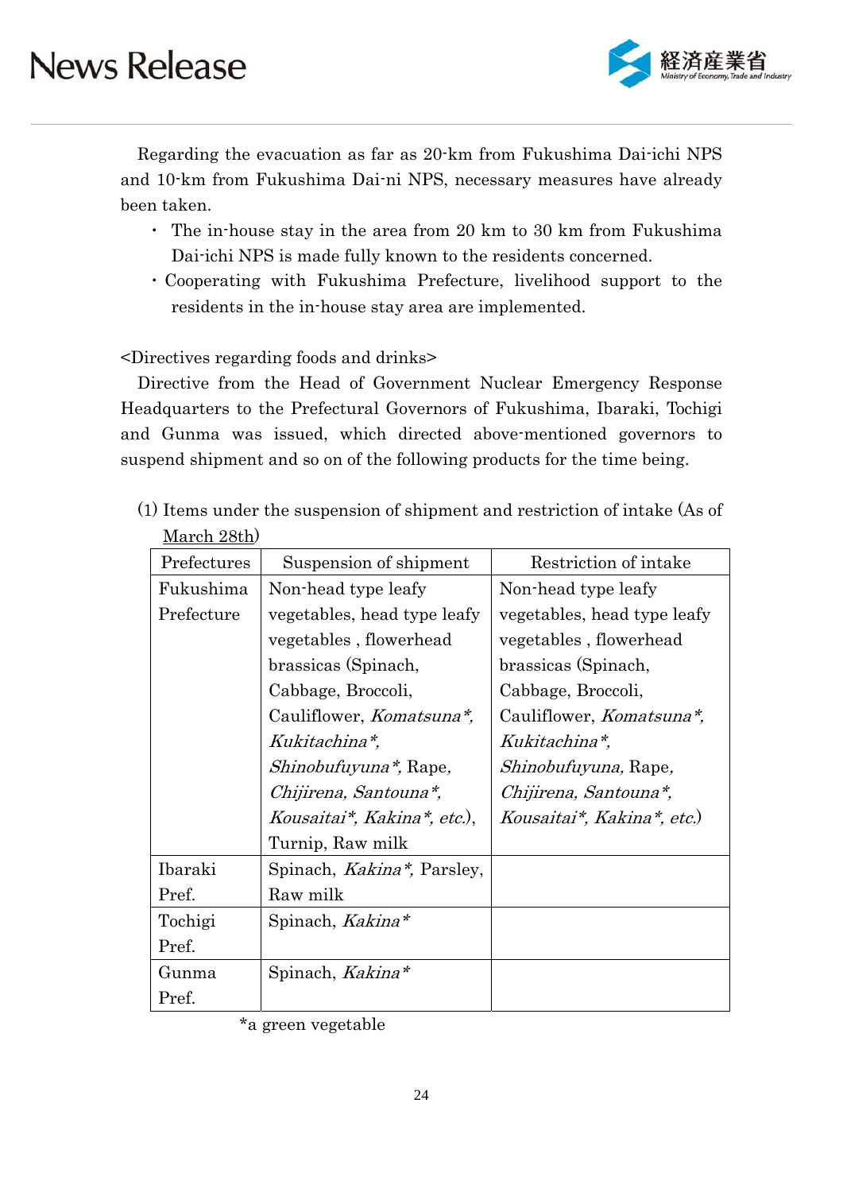Regarding the evacuation as far as 20-km from Fukushima Dai-ichi NPS and 10-km from Fukushima Dai-ni NPS, necessary measures have already been taken.

- The in-house stay in the area from 20 km to 30 km from Fukushima Dai-ichi NPS is made fully known to the residents concerned.
- Cooperating with Fukushima Prefecture, livelihood support to the residents in the in-house stay area are implemented.

<Directives regarding foods and drinks>

Directive from the Head of Government Nuclear Emergency Response Headquarters to the Prefectural Governors of Fukushima, Ibaraki, Tochigi and Gunma was issued, which directed above-mentioned governors to suspend shipment and so on of the following products for the time being.

(1) Items under the suspension of shipment and restriction of intake (As of March 28th)

| Prefectures | Suspension of shipment | Restriction of intake |
|---|---|---|
| Fukushima Prefecture | Non-head type leafy vegetables, head type leafy vegetables , flowerhead brassicas (Spinach, Cabbage, Broccoli, Cauliflower, *Komatsuna\**, *Kukitachina\**, *Shinobufuyuna\**, Rape, *Chijirena, Santouna\**, *Kousaitai\**, *Kakina\**, *etc.*), Turnip, Raw milk | Non-head type leafy vegetables, head type leafy vegetables , flowerhead brassicas (Spinach, Cabbage, Broccoli, Cauliflower, *Komatsuna\**, *Kukitachina\**, *Shinobufuyuna,* Rape, *Chijirena, Santouna\**, *Kousaitai\**, *Kakina\**, *etc.*) |
| Ibaraki Pref. | Spinach, *Kakina\**, Parsley, Raw milk | |
| Tochigi Pref. | Spinach, *Kakina\** | |
| Gunma Pref. | Spinach, *Kakina\** | |

*a green vegetable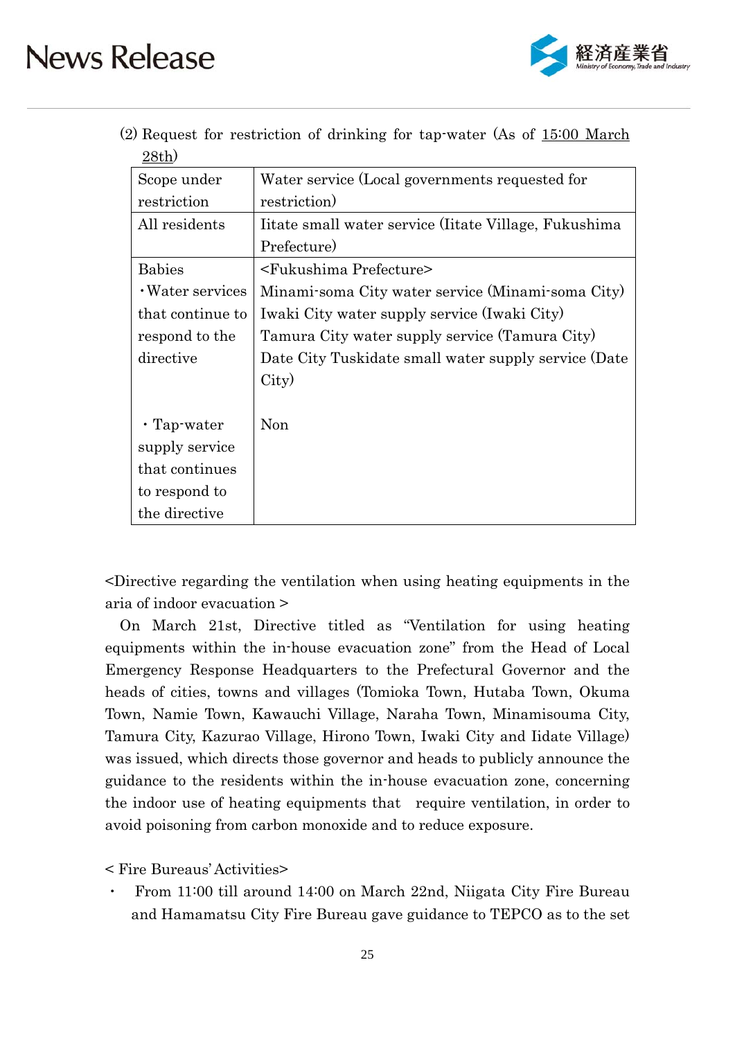(2) Request for restriction of drinking for tap-water (As of <u>15:00 March 28th</u>)

| Scope under restriction | Water service (Local governments requested for restriction) |
|---|---|
| All residents | Iitate small water service (Iitate Village, Fukushima Prefecture) |
| Babies<br>・Water services that continue to respond to the directive<br><br>・Tap-water supply service that continues to respond to the directive | <Fukushima Prefecture><br>Minami-soma City water service (Minami-soma City)<br>Iwaki City water supply service (Iwaki City)<br>Tamura City water supply service (Tamura City)<br>Date City Tuskidate small water supply service (Date City)<br><br>Non |

<Directive regarding the ventilation when using heating equipments in the aria of indoor evacuation >

On March 21st, Directive titled as "Ventilation for using heating equipments within the in-house evacuation zone" from the Head of Local Emergency Response Headquarters to the Prefectural Governor and the heads of cities, towns and villages (Tomioka Town, Hutaba Town, Okuma Town, Namie Town, Kawauchi Village, Naraha Town, Minamisouma City, Tamura City, Kazurao Village, Hirono Town, Iwaki City and Iidate Village) was issued, which directs those governor and heads to publicly announce the guidance to the residents within the in-house evacuation zone, concerning the indoor use of heating equipments that require ventilation, in order to avoid poisoning from carbon monoxide and to reduce exposure.

< Fire Bureaus' Activities>

- From 11:00 till around 14:00 on March 22nd, Niigata City Fire Bureau and Hamamatsu City Fire Bureau gave guidance to TEPCO as to the set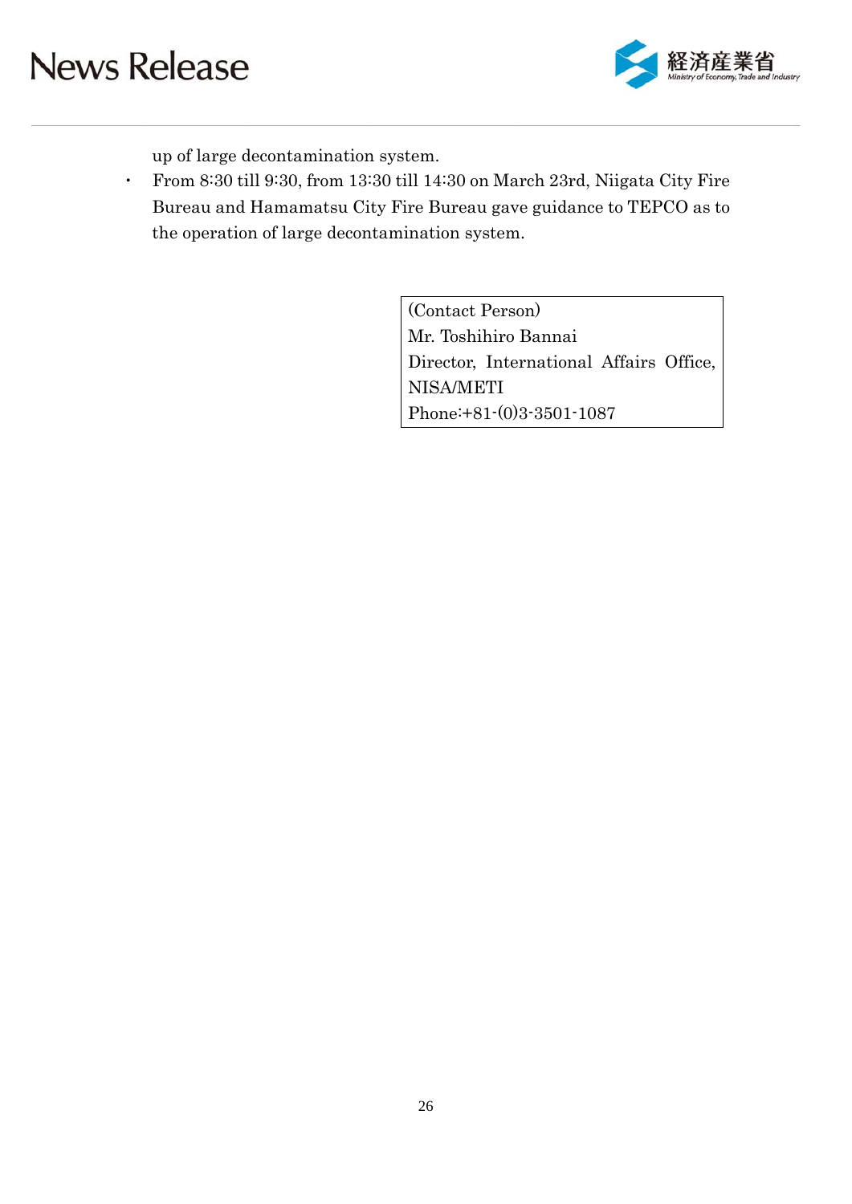up of large decontamination system.

- From 8:30 till 9:30, from 13:30 till 14:30 on March 23rd, Niigata City Fire Bureau and Hamamatsu City Fire Bureau gave guidance to TEPCO as to the operation of large decontamination system.

(Contact Person)
Mr. Toshihiro Bannai
Director, International Affairs Office, NISA/METI
Phone:+81-(0)3-3501-1087